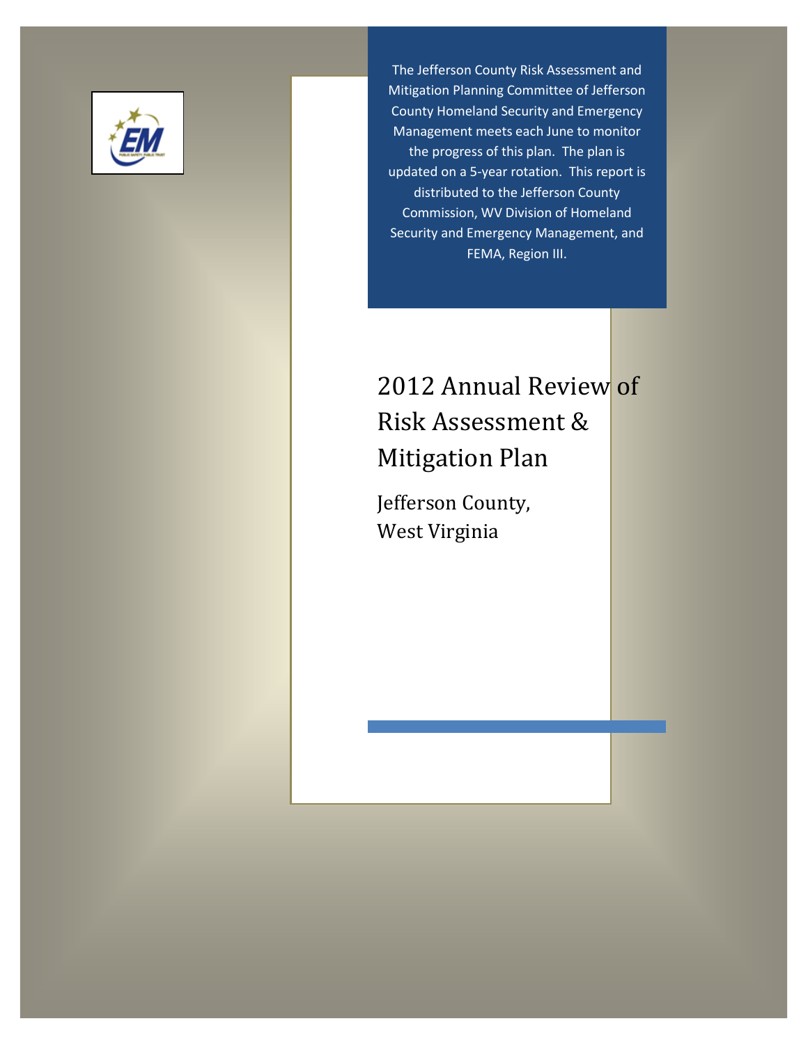The Jefferson County Risk Assessment and Mitigation Planning Committee of Jefferson County Homeland Security and Emergency Management meets each June to monitor the progress of this plan. The plan is updated on a 5-year rotation. This report is distributed to the Jefferson County Commission, WV Division of Homeland Security and Emergency Management, and FEMA, Region III.

# 2012 Annual Review of Risk Assessment & Mitigation Plan

## Jefferson County, West Virginia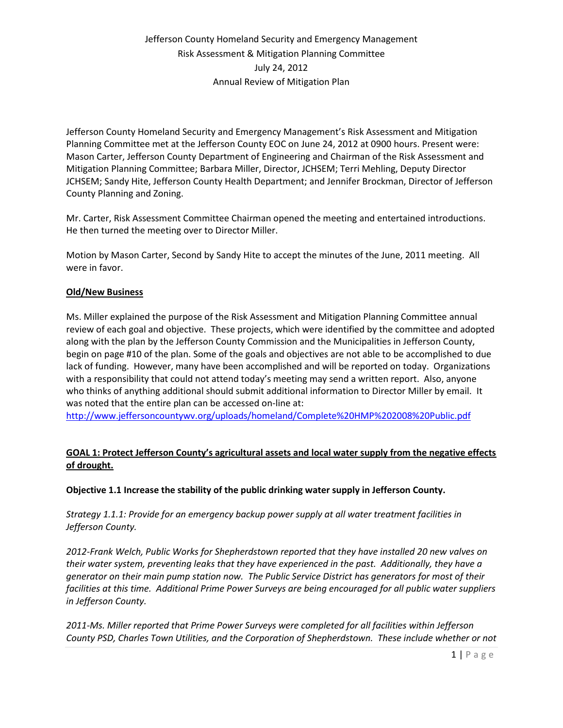Jefferson County Homeland Security and Emergency Management
Risk Assessment & Mitigation Planning Committee
July 24, 2012
Annual Review of Mitigation Plan

Jefferson County Homeland Security and Emergency Management's Risk Assessment and Mitigation Planning Committee met at the Jefferson County EOC on June 24, 2012 at 0900 hours. Present were: Mason Carter, Jefferson County Department of Engineering and Chairman of the Risk Assessment and Mitigation Planning Committee; Barbara Miller, Director, JCHSEM; Terri Mehling, Deputy Director JCHSEM; Sandy Hite, Jefferson County Health Department; and Jennifer Brockman, Director of Jefferson County Planning and Zoning.

Mr. Carter, Risk Assessment Committee Chairman opened the meeting and entertained introductions. He then turned the meeting over to Director Miller.

Motion by Mason Carter, Second by Sandy Hite to accept the minutes of the June, 2011 meeting. All were in favor.

**Old/New Business**

Ms. Miller explained the purpose of the Risk Assessment and Mitigation Planning Committee annual review of each goal and objective. These projects, which were identified by the committee and adopted along with the plan by the Jefferson County Commission and the Municipalities in Jefferson County, begin on page #10 of the plan. Some of the goals and objectives are not able to be accomplished to due lack of funding. However, many have been accomplished and will be reported on today. Organizations with a responsibility that could not attend today's meeting may send a written report. Also, anyone who thinks of anything additional should submit additional information to Director Miller by email. It was noted that the entire plan can be accessed on-line at:
http://www.jeffersoncountywv.org/uploads/homeland/Complete%20HMP%202008%20Public.pdf

**GOAL 1: Protect Jefferson County's agricultural assets and local water supply from the negative effects of drought.**

**Objective 1.1 Increase the stability of the public drinking water supply in Jefferson County.**

*Strategy 1.1.1: Provide for an emergency backup power supply at all water treatment facilities in Jefferson County.*

*2012-Frank Welch, Public Works for Shepherdstown reported that they have installed 20 new valves on their water system, preventing leaks that they have experienced in the past. Additionally, they have a generator on their main pump station now. The Public Service District has generators for most of their facilities at this time. Additional Prime Power Surveys are being encouraged for all public water suppliers in Jefferson County.*

*2011-Ms. Miller reported that Prime Power Surveys were completed for all facilities within Jefferson County PSD, Charles Town Utilities, and the Corporation of Shepherdstown. These include whether or not*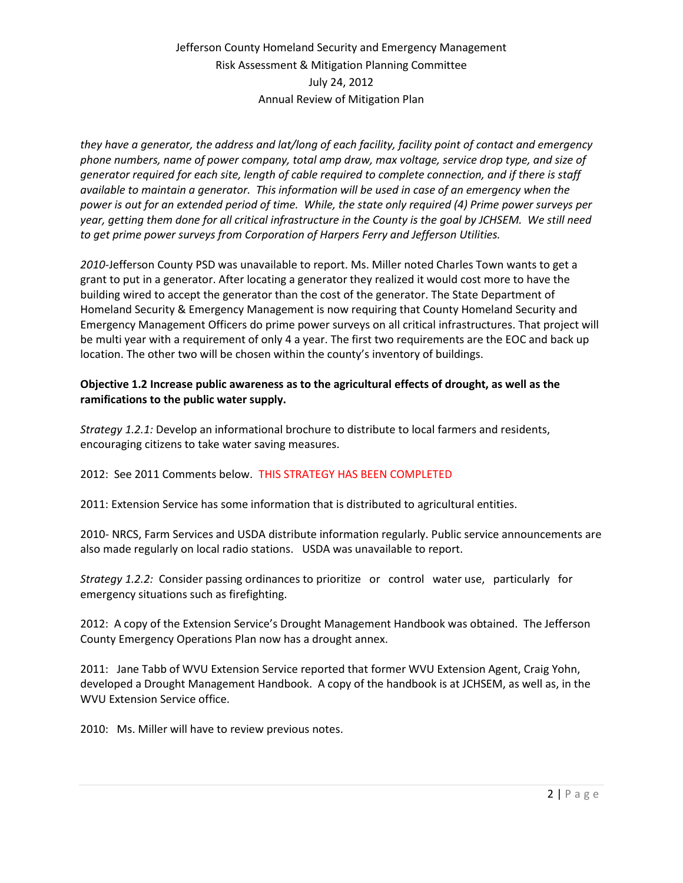*they have a generator, the address and lat/long of each facility, facility point of contact and emergency phone numbers, name of power company, total amp draw, max voltage, service drop type, and size of generator required for each site, length of cable required to complete connection, and if there is staff available to maintain a generator. This information will be used in case of an emergency when the power is out for an extended period of time. While, the state only required (4) Prime power surveys per year, getting them done for all critical infrastructure in the County is the goal by JCHSEM. We still need to get prime power surveys from Corporation of Harpers Ferry and Jefferson Utilities.*

*2010*-Jefferson County PSD was unavailable to report. Ms. Miller noted Charles Town wants to get a grant to put in a generator. After locating a generator they realized it would cost more to have the building wired to accept the generator than the cost of the generator. The State Department of Homeland Security & Emergency Management is now requiring that County Homeland Security and Emergency Management Officers do prime power surveys on all critical infrastructures. That project will be multi year with a requirement of only 4 a year. The first two requirements are the EOC and back up location. The other two will be chosen within the county's inventory of buildings.

**Objective 1.2 Increase public awareness as to the agricultural effects of drought, as well as the ramifications to the public water supply.**

*Strategy 1.2.1:* Develop an informational brochure to distribute to local farmers and residents, encouraging citizens to take water saving measures.

2012: See 2011 Comments below. THIS STRATEGY HAS BEEN COMPLETED

2011: Extension Service has some information that is distributed to agricultural entities.

2010- NRCS, Farm Services and USDA distribute information regularly. Public service announcements are also made regularly on local radio stations. USDA was unavailable to report.

*Strategy 1.2.2:* Consider passing ordinances to prioritize or control water use, particularly for emergency situations such as firefighting.

2012: A copy of the Extension Service's Drought Management Handbook was obtained. The Jefferson County Emergency Operations Plan now has a drought annex.

2011: Jane Tabb of WVU Extension Service reported that former WVU Extension Agent, Craig Yohn, developed a Drought Management Handbook. A copy of the handbook is at JCHSEM, as well as, in the WVU Extension Service office.

2010: Ms. Miller will have to review previous notes.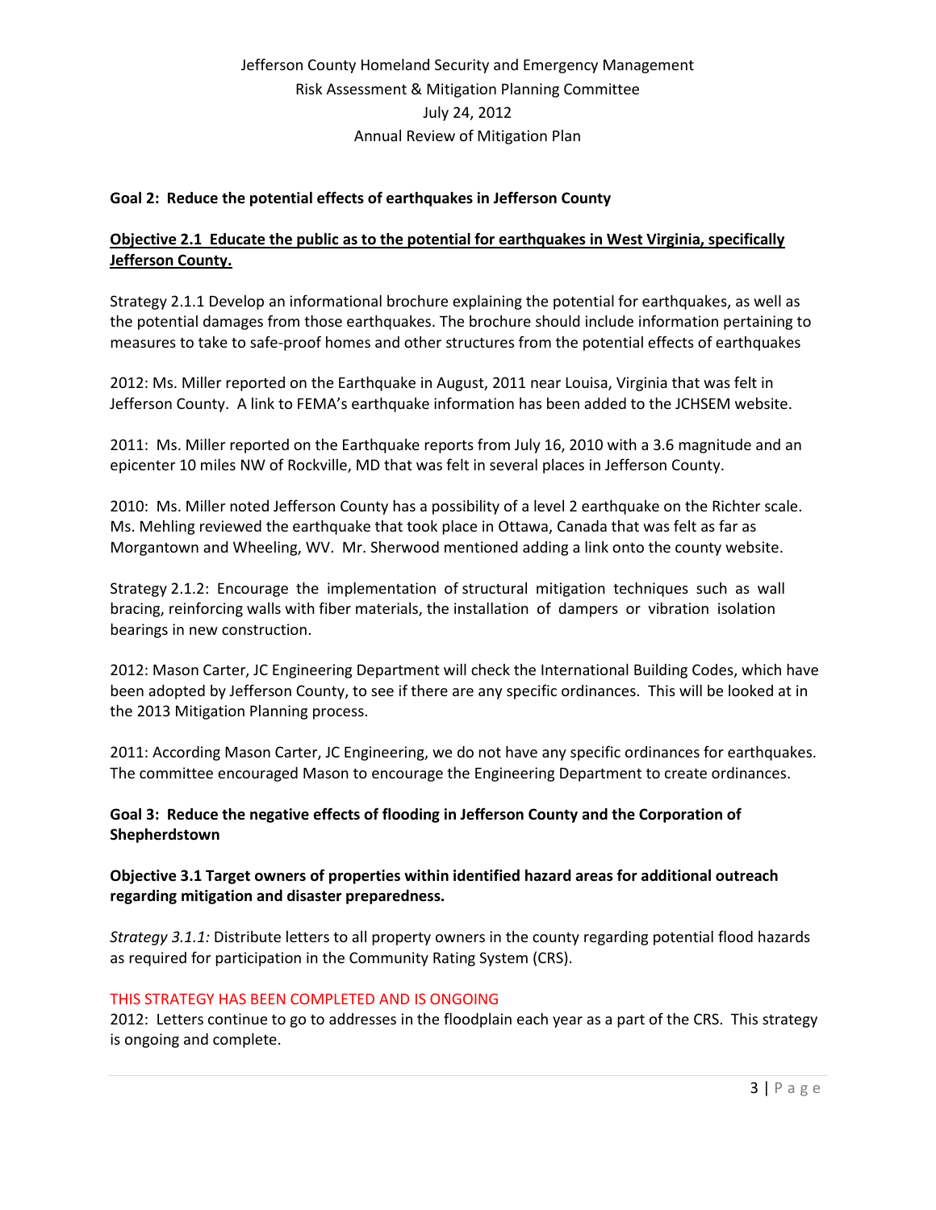**Goal 2: Reduce the potential effects of earthquakes in Jefferson County**

**Objective 2.1 Educate the public as to the potential for earthquakes in West Virginia, specifically Jefferson County.**

Strategy 2.1.1 Develop an informational brochure explaining the potential for earthquakes, as well as the potential damages from those earthquakes. The brochure should include information pertaining to measures to take to safe-proof homes and other structures from the potential effects of earthquakes

2012: Ms. Miller reported on the Earthquake in August, 2011 near Louisa, Virginia that was felt in Jefferson County. A link to FEMA's earthquake information has been added to the JCHSEM website.

2011: Ms. Miller reported on the Earthquake reports from July 16, 2010 with a 3.6 magnitude and an epicenter 10 miles NW of Rockville, MD that was felt in several places in Jefferson County.

2010: Ms. Miller noted Jefferson County has a possibility of a level 2 earthquake on the Richter scale. Ms. Mehling reviewed the earthquake that took place in Ottawa, Canada that was felt as far as Morgantown and Wheeling, WV. Mr. Sherwood mentioned adding a link onto the county website.

Strategy 2.1.2: Encourage the implementation of structural mitigation techniques such as wall bracing, reinforcing walls with fiber materials, the installation of dampers or vibration isolation bearings in new construction.

2012: Mason Carter, JC Engineering Department will check the International Building Codes, which have been adopted by Jefferson County, to see if there are any specific ordinances. This will be looked at in the 2013 Mitigation Planning process.

2011: According Mason Carter, JC Engineering, we do not have any specific ordinances for earthquakes. The committee encouraged Mason to encourage the Engineering Department to create ordinances.

**Goal 3: Reduce the negative effects of flooding in Jefferson County and the Corporation of Shepherdstown**

**Objective 3.1 Target owners of properties within identified hazard areas for additional outreach regarding mitigation and disaster preparedness.**

*Strategy 3.1.1:* Distribute letters to all property owners in the county regarding potential flood hazards as required for participation in the Community Rating System (CRS).

THIS STRATEGY HAS BEEN COMPLETED AND IS ONGOING

2012: Letters continue to go to addresses in the floodplain each year as a part of the CRS. This strategy is ongoing and complete.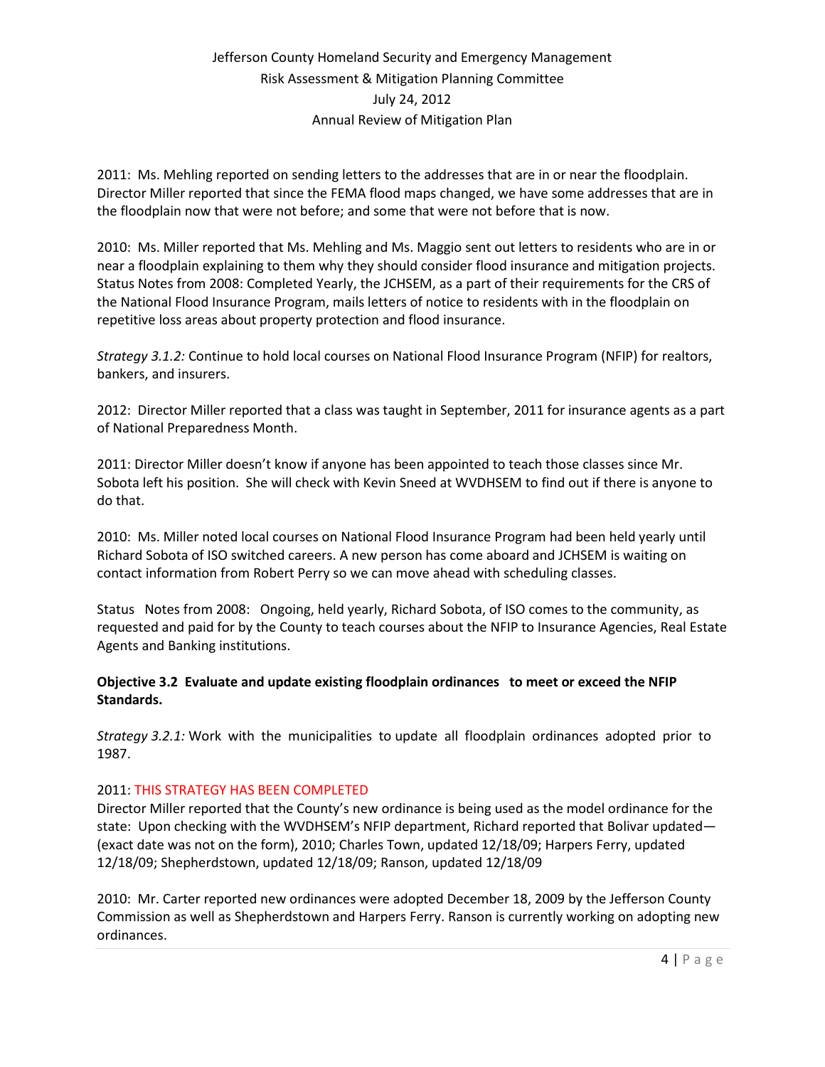2011: Ms. Mehling reported on sending letters to the addresses that are in or near the floodplain. Director Miller reported that since the FEMA flood maps changed, we have some addresses that are in the floodplain now that were not before; and some that were not before that is now.

2010: Ms. Miller reported that Ms. Mehling and Ms. Maggio sent out letters to residents who are in or near a floodplain explaining to them why they should consider flood insurance and mitigation projects. Status Notes from 2008: Completed Yearly, the JCHSEM, as a part of their requirements for the CRS of the National Flood Insurance Program, mails letters of notice to residents with in the floodplain on repetitive loss areas about property protection and flood insurance.

*Strategy 3.1.2:* Continue to hold local courses on National Flood Insurance Program (NFIP) for realtors, bankers, and insurers.

2012: Director Miller reported that a class was taught in September, 2011 for insurance agents as a part of National Preparedness Month.

2011: Director Miller doesn't know if anyone has been appointed to teach those classes since Mr. Sobota left his position. She will check with Kevin Sneed at WVDHSEM to find out if there is anyone to do that.

2010: Ms. Miller noted local courses on National Flood Insurance Program had been held yearly until Richard Sobota of ISO switched careers. A new person has come aboard and JCHSEM is waiting on contact information from Robert Perry so we can move ahead with scheduling classes.

Status Notes from 2008: Ongoing, held yearly, Richard Sobota, of ISO comes to the community, as requested and paid for by the County to teach courses about the NFIP to Insurance Agencies, Real Estate Agents and Banking institutions.

**Objective 3.2 Evaluate and update existing floodplain ordinances to meet or exceed the NFIP Standards.**

*Strategy 3.2.1:* Work with the municipalities to update all floodplain ordinances adopted prior to 1987.

2011: THIS STRATEGY HAS BEEN COMPLETED

Director Miller reported that the County's new ordinance is being used as the model ordinance for the state: Upon checking with the WVDHSEM's NFIP department, Richard reported that Bolivar updated—(exact date was not on the form), 2010; Charles Town, updated 12/18/09; Harpers Ferry, updated 12/18/09; Shepherdstown, updated 12/18/09; Ranson, updated 12/18/09

2010: Mr. Carter reported new ordinances were adopted December 18, 2009 by the Jefferson County Commission as well as Shepherdstown and Harpers Ferry. Ranson is currently working on adopting new ordinances.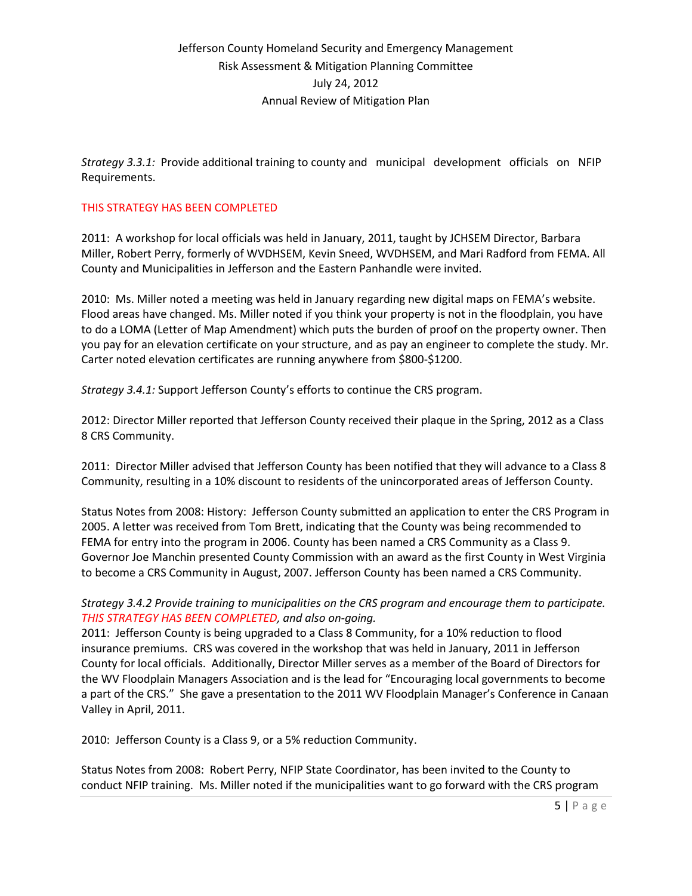*Strategy 3.3.1:* Provide additional training to county and municipal development officials on NFIP Requirements.

THIS STRATEGY HAS BEEN COMPLETED

2011: A workshop for local officials was held in January, 2011, taught by JCHSEM Director, Barbara Miller, Robert Perry, formerly of WVDHSEM, Kevin Sneed, WVDHSEM, and Mari Radford from FEMA. All County and Municipalities in Jefferson and the Eastern Panhandle were invited.

2010: Ms. Miller noted a meeting was held in January regarding new digital maps on FEMA's website. Flood areas have changed. Ms. Miller noted if you think your property is not in the floodplain, you have to do a LOMA (Letter of Map Amendment) which puts the burden of proof on the property owner. Then you pay for an elevation certificate on your structure, and as pay an engineer to complete the study. Mr. Carter noted elevation certificates are running anywhere from $800-$1200.

*Strategy 3.4.1:* Support Jefferson County's efforts to continue the CRS program.

2012: Director Miller reported that Jefferson County received their plaque in the Spring, 2012 as a Class 8 CRS Community.

2011: Director Miller advised that Jefferson County has been notified that they will advance to a Class 8 Community, resulting in a 10% discount to residents of the unincorporated areas of Jefferson County.

Status Notes from 2008: History: Jefferson County submitted an application to enter the CRS Program in 2005. A letter was received from Tom Brett, indicating that the County was being recommended to FEMA for entry into the program in 2006. County has been named a CRS Community as a Class 9. Governor Joe Manchin presented County Commission with an award as the first County in West Virginia to become a CRS Community in August, 2007. Jefferson County has been named a CRS Community.

*Strategy 3.4.2 Provide training to municipalities on the CRS program and encourage them to participate. THIS STRATEGY HAS BEEN COMPLETED, and also on-going.*

2011: Jefferson County is being upgraded to a Class 8 Community, for a 10% reduction to flood insurance premiums. CRS was covered in the workshop that was held in January, 2011 in Jefferson County for local officials. Additionally, Director Miller serves as a member of the Board of Directors for the WV Floodplain Managers Association and is the lead for "Encouraging local governments to become a part of the CRS." She gave a presentation to the 2011 WV Floodplain Manager's Conference in Canaan Valley in April, 2011.

2010: Jefferson County is a Class 9, or a 5% reduction Community.

Status Notes from 2008: Robert Perry, NFIP State Coordinator, has been invited to the County to conduct NFIP training. Ms. Miller noted if the municipalities want to go forward with the CRS program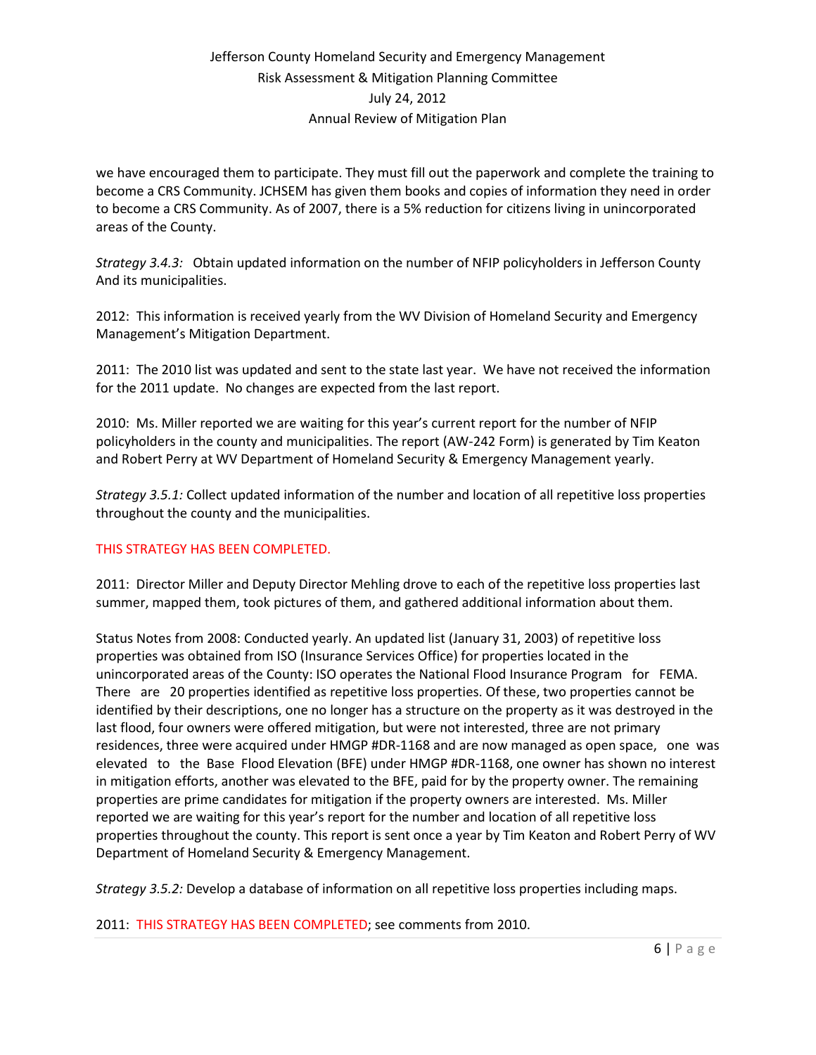we have encouraged them to participate. They must fill out the paperwork and complete the training to become a CRS Community. JCHSEM has given them books and copies of information they need in order to become a CRS Community. As of 2007, there is a 5% reduction for citizens living in unincorporated areas of the County.

*Strategy 3.4.3:* Obtain updated information on the number of NFIP policyholders in Jefferson County And its municipalities.

2012: This information is received yearly from the WV Division of Homeland Security and Emergency Management's Mitigation Department.

2011: The 2010 list was updated and sent to the state last year. We have not received the information for the 2011 update. No changes are expected from the last report.

2010: Ms. Miller reported we are waiting for this year's current report for the number of NFIP policyholders in the county and municipalities. The report (AW-242 Form) is generated by Tim Keaton and Robert Perry at WV Department of Homeland Security & Emergency Management yearly.

*Strategy 3.5.1:* Collect updated information of the number and location of all repetitive loss properties throughout the county and the municipalities.

THIS STRATEGY HAS BEEN COMPLETED.

2011: Director Miller and Deputy Director Mehling drove to each of the repetitive loss properties last summer, mapped them, took pictures of them, and gathered additional information about them.

Status Notes from 2008: Conducted yearly. An updated list (January 31, 2003) of repetitive loss properties was obtained from ISO (Insurance Services Office) for properties located in the unincorporated areas of the County: ISO operates the National Flood Insurance Program for FEMA. There are 20 properties identified as repetitive loss properties. Of these, two properties cannot be identified by their descriptions, one no longer has a structure on the property as it was destroyed in the last flood, four owners were offered mitigation, but were not interested, three are not primary residences, three were acquired under HMGP #DR-1168 and are now managed as open space, one was elevated to the Base Flood Elevation (BFE) under HMGP #DR-1168, one owner has shown no interest in mitigation efforts, another was elevated to the BFE, paid for by the property owner. The remaining properties are prime candidates for mitigation if the property owners are interested. Ms. Miller reported we are waiting for this year's report for the number and location of all repetitive loss properties throughout the county. This report is sent once a year by Tim Keaton and Robert Perry of WV Department of Homeland Security & Emergency Management.

*Strategy 3.5.2:* Develop a database of information on all repetitive loss properties including maps.

2011: THIS STRATEGY HAS BEEN COMPLETED; see comments from 2010.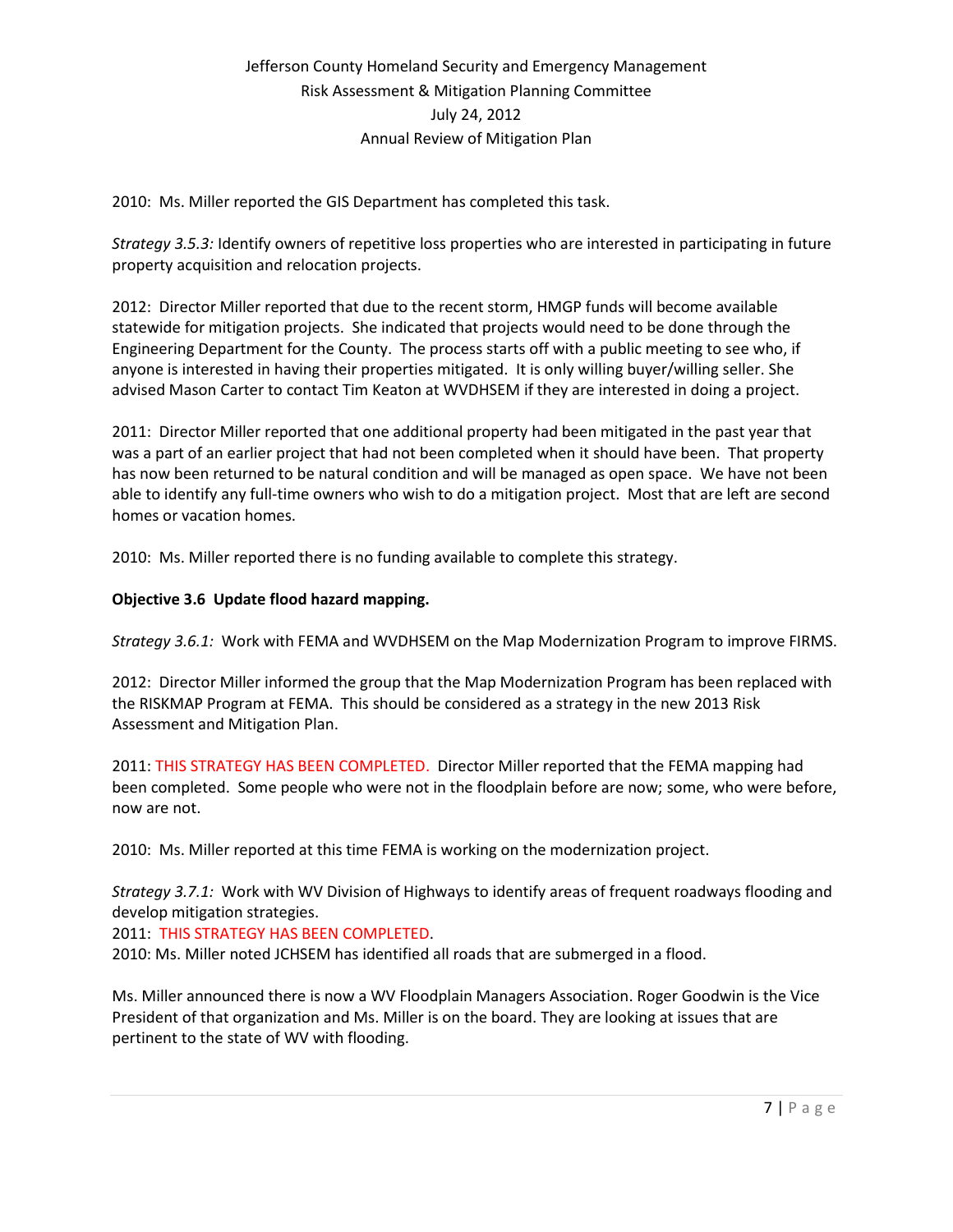2010: Ms. Miller reported the GIS Department has completed this task.

*Strategy 3.5.3:* Identify owners of repetitive loss properties who are interested in participating in future property acquisition and relocation projects.

2012: Director Miller reported that due to the recent storm, HMGP funds will become available statewide for mitigation projects. She indicated that projects would need to be done through the Engineering Department for the County. The process starts off with a public meeting to see who, if anyone is interested in having their properties mitigated. It is only willing buyer/willing seller. She advised Mason Carter to contact Tim Keaton at WVDHSEM if they are interested in doing a project.

2011: Director Miller reported that one additional property had been mitigated in the past year that was a part of an earlier project that had not been completed when it should have been. That property has now been returned to be natural condition and will be managed as open space. We have not been able to identify any full-time owners who wish to do a mitigation project. Most that are left are second homes or vacation homes.

2010: Ms. Miller reported there is no funding available to complete this strategy.

**Objective 3.6 Update flood hazard mapping.**

*Strategy 3.6.1:* Work with FEMA and WVDHSEM on the Map Modernization Program to improve FIRMS.

2012: Director Miller informed the group that the Map Modernization Program has been replaced with the RISKMAP Program at FEMA. This should be considered as a strategy in the new 2013 Risk Assessment and Mitigation Plan.

2011: THIS STRATEGY HAS BEEN COMPLETED. Director Miller reported that the FEMA mapping had been completed. Some people who were not in the floodplain before are now; some, who were before, now are not.

2010: Ms. Miller reported at this time FEMA is working on the modernization project.

*Strategy 3.7.1:* Work with WV Division of Highways to identify areas of frequent roadways flooding and develop mitigation strategies.
2011: THIS STRATEGY HAS BEEN COMPLETED.
2010: Ms. Miller noted JCHSEM has identified all roads that are submerged in a flood.

Ms. Miller announced there is now a WV Floodplain Managers Association. Roger Goodwin is the Vice President of that organization and Ms. Miller is on the board. They are looking at issues that are pertinent to the state of WV with flooding.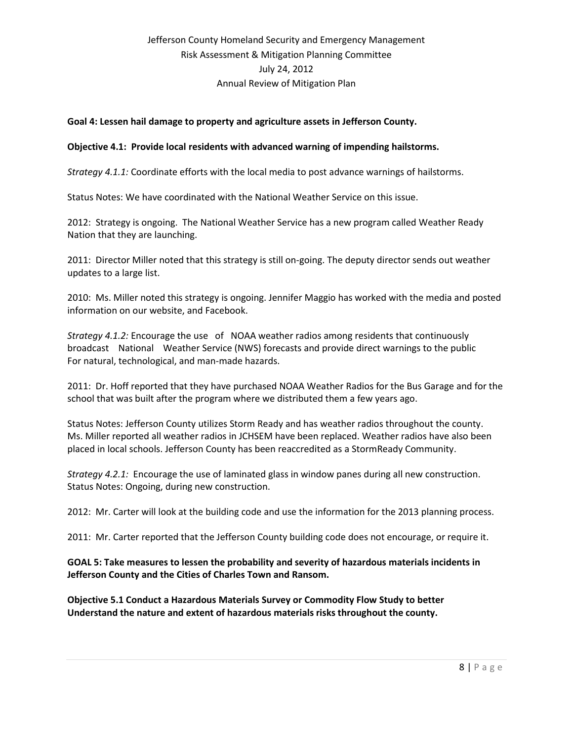**Goal 4: Lessen hail damage to property and agriculture assets in Jefferson County.**

**Objective 4.1: Provide local residents with advanced warning of impending hailstorms.**

*Strategy 4.1.1:* Coordinate efforts with the local media to post advance warnings of hailstorms.

Status Notes: We have coordinated with the National Weather Service on this issue.

2012: Strategy is ongoing. The National Weather Service has a new program called Weather Ready Nation that they are launching.

2011: Director Miller noted that this strategy is still on-going. The deputy director sends out weather updates to a large list.

2010: Ms. Miller noted this strategy is ongoing. Jennifer Maggio has worked with the media and posted information on our website, and Facebook.

*Strategy 4.1.2:* Encourage the use of NOAA weather radios among residents that continuously broadcast National Weather Service (NWS) forecasts and provide direct warnings to the public For natural, technological, and man-made hazards.

2011: Dr. Hoff reported that they have purchased NOAA Weather Radios for the Bus Garage and for the school that was built after the program where we distributed them a few years ago.

Status Notes: Jefferson County utilizes Storm Ready and has weather radios throughout the county. Ms. Miller reported all weather radios in JCHSEM have been replaced. Weather radios have also been placed in local schools. Jefferson County has been reaccredited as a StormReady Community.

*Strategy 4.2.1:* Encourage the use of laminated glass in window panes during all new construction. Status Notes: Ongoing, during new construction.

2012: Mr. Carter will look at the building code and use the information for the 2013 planning process.

2011: Mr. Carter reported that the Jefferson County building code does not encourage, or require it.

**GOAL 5: Take measures to lessen the probability and severity of hazardous materials incidents in Jefferson County and the Cities of Charles Town and Ransom.**

**Objective 5.1 Conduct a Hazardous Materials Survey or Commodity Flow Study to better Understand the nature and extent of hazardous materials risks throughout the county.**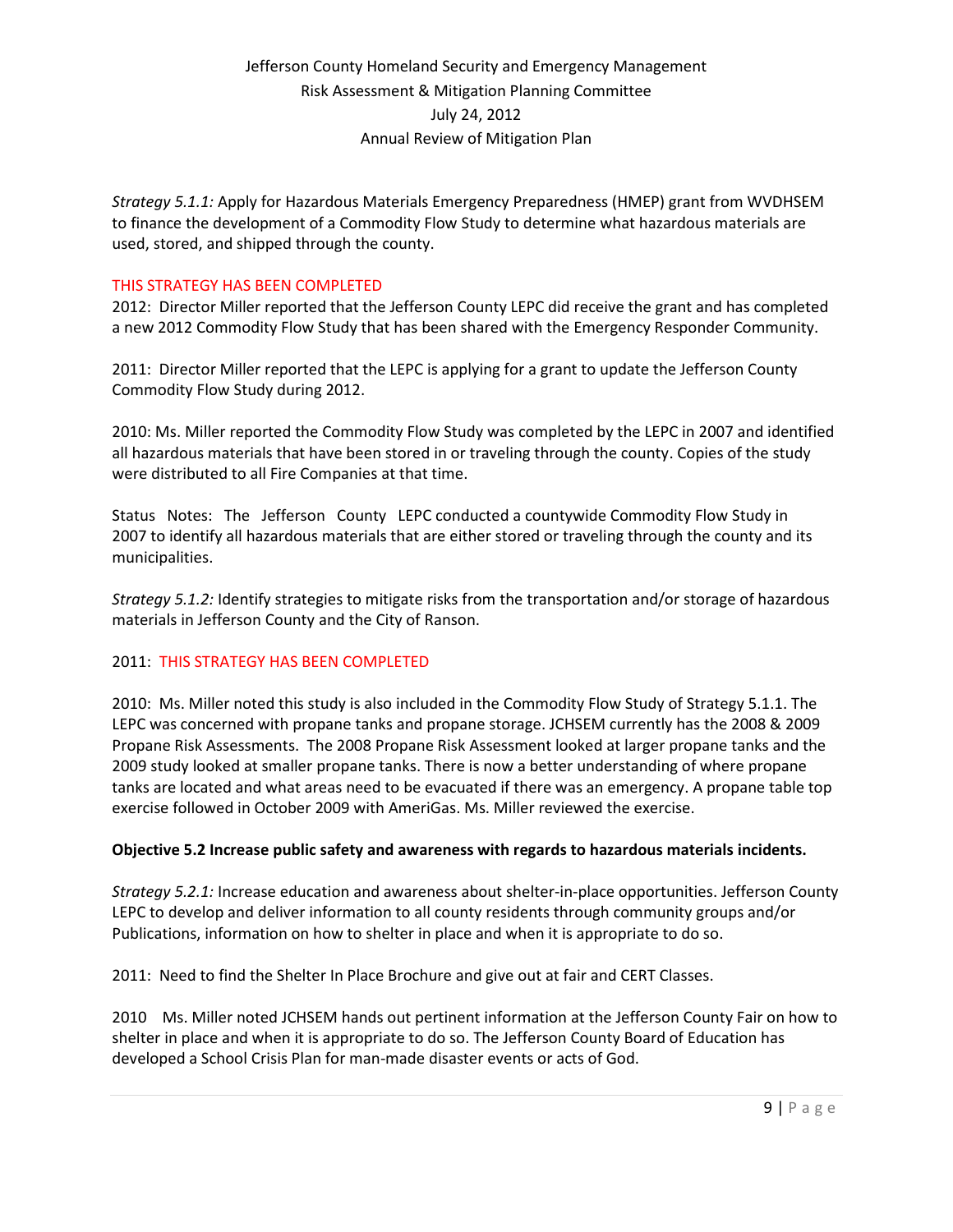*Strategy 5.1.1:* Apply for Hazardous Materials Emergency Preparedness (HMEP) grant from WVDHSEM to finance the development of a Commodity Flow Study to determine what hazardous materials are used, stored, and shipped through the county.

THIS STRATEGY HAS BEEN COMPLETED

2012: Director Miller reported that the Jefferson County LEPC did receive the grant and has completed a new 2012 Commodity Flow Study that has been shared with the Emergency Responder Community.

2011: Director Miller reported that the LEPC is applying for a grant to update the Jefferson County Commodity Flow Study during 2012.

2010: Ms. Miller reported the Commodity Flow Study was completed by the LEPC in 2007 and identified all hazardous materials that have been stored in or traveling through the county. Copies of the study were distributed to all Fire Companies at that time.

Status Notes: The Jefferson County LEPC conducted a countywide Commodity Flow Study in 2007 to identify all hazardous materials that are either stored or traveling through the county and its municipalities.

*Strategy 5.1.2:* Identify strategies to mitigate risks from the transportation and/or storage of hazardous materials in Jefferson County and the City of Ranson.

2011: THIS STRATEGY HAS BEEN COMPLETED

2010: Ms. Miller noted this study is also included in the Commodity Flow Study of Strategy 5.1.1. The LEPC was concerned with propane tanks and propane storage. JCHSEM currently has the 2008 & 2009 Propane Risk Assessments. The 2008 Propane Risk Assessment looked at larger propane tanks and the 2009 study looked at smaller propane tanks. There is now a better understanding of where propane tanks are located and what areas need to be evacuated if there was an emergency. A propane table top exercise followed in October 2009 with AmeriGas. Ms. Miller reviewed the exercise.

**Objective 5.2 Increase public safety and awareness with regards to hazardous materials incidents.**

*Strategy 5.2.1:* Increase education and awareness about shelter-in-place opportunities. Jefferson County LEPC to develop and deliver information to all county residents through community groups and/or Publications, information on how to shelter in place and when it is appropriate to do so.

2011: Need to find the Shelter In Place Brochure and give out at fair and CERT Classes.

2010 Ms. Miller noted JCHSEM hands out pertinent information at the Jefferson County Fair on how to shelter in place and when it is appropriate to do so. The Jefferson County Board of Education has developed a School Crisis Plan for man-made disaster events or acts of God.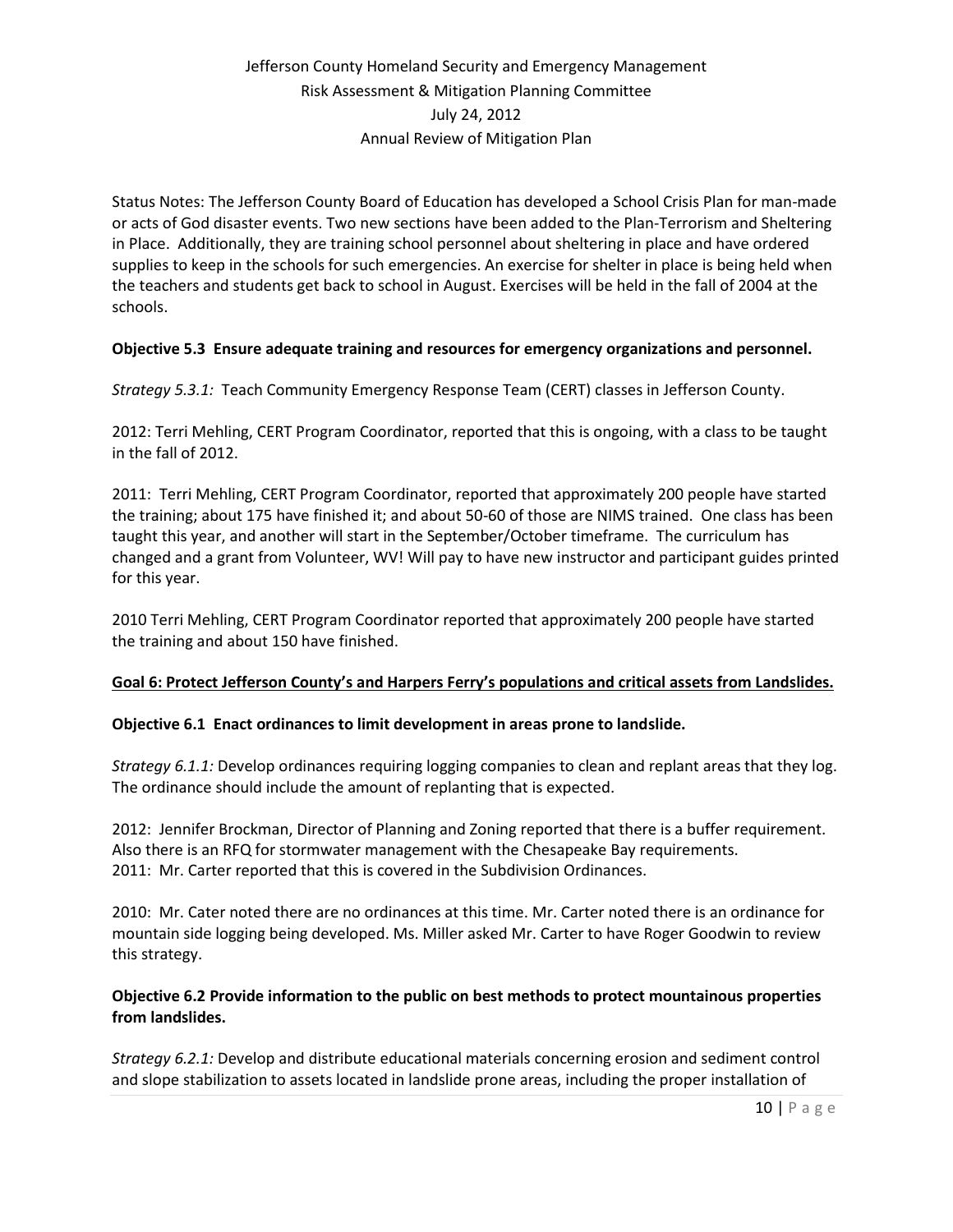Status Notes: The Jefferson County Board of Education has developed a School Crisis Plan for man-made or acts of God disaster events. Two new sections have been added to the Plan-Terrorism and Sheltering in Place. Additionally, they are training school personnel about sheltering in place and have ordered supplies to keep in the schools for such emergencies. An exercise for shelter in place is being held when the teachers and students get back to school in August. Exercises will be held in the fall of 2004 at the schools.

**Objective 5.3 Ensure adequate training and resources for emergency organizations and personnel.**

*Strategy 5.3.1:* Teach Community Emergency Response Team (CERT) classes in Jefferson County.

2012: Terri Mehling, CERT Program Coordinator, reported that this is ongoing, with a class to be taught in the fall of 2012.

2011: Terri Mehling, CERT Program Coordinator, reported that approximately 200 people have started the training; about 175 have finished it; and about 50-60 of those are NIMS trained. One class has been taught this year, and another will start in the September/October timeframe. The curriculum has changed and a grant from Volunteer, WV! Will pay to have new instructor and participant guides printed for this year.

2010 Terri Mehling, CERT Program Coordinator reported that approximately 200 people have started the training and about 150 have finished.

**<u>Goal 6: Protect Jefferson County's and Harpers Ferry's populations and critical assets from Landslides.</u>**

**Objective 6.1 Enact ordinances to limit development in areas prone to landslide.**

*Strategy 6.1.1:* Develop ordinances requiring logging companies to clean and replant areas that they log. The ordinance should include the amount of replanting that is expected.

2012: Jennifer Brockman, Director of Planning and Zoning reported that there is a buffer requirement. Also there is an RFQ for stormwater management with the Chesapeake Bay requirements.
2011: Mr. Carter reported that this is covered in the Subdivision Ordinances.

2010: Mr. Cater noted there are no ordinances at this time. Mr. Carter noted there is an ordinance for mountain side logging being developed. Ms. Miller asked Mr. Carter to have Roger Goodwin to review this strategy.

**Objective 6.2 Provide information to the public on best methods to protect mountainous properties from landslides.**

*Strategy 6.2.1:* Develop and distribute educational materials concerning erosion and sediment control and slope stabilization to assets located in landslide prone areas, including the proper installation of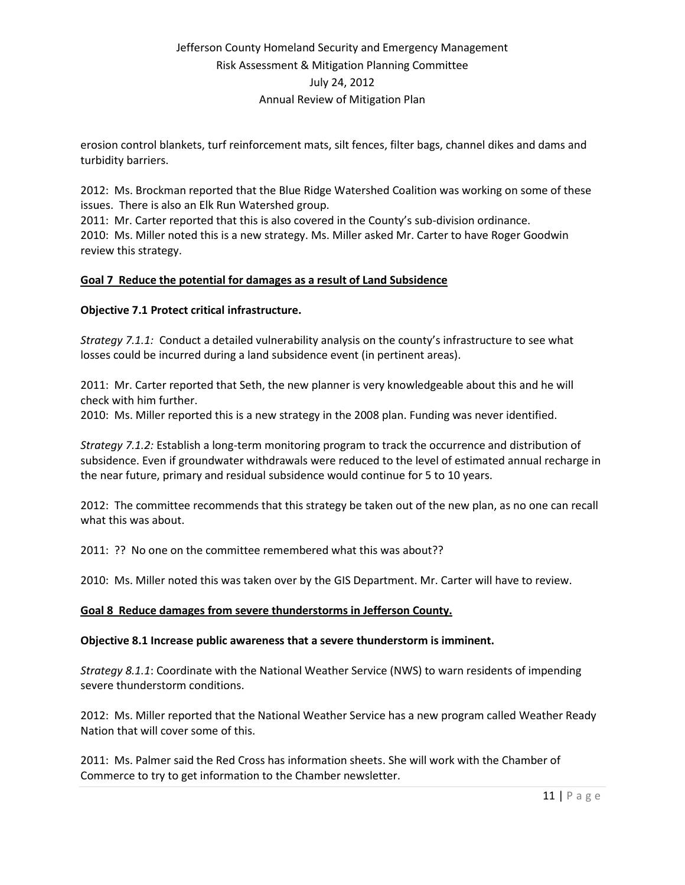erosion control blankets, turf reinforcement mats, silt fences, filter bags, channel dikes and dams and turbidity barriers.

2012: Ms. Brockman reported that the Blue Ridge Watershed Coalition was working on some of these issues. There is also an Elk Run Watershed group.
2011: Mr. Carter reported that this is also covered in the County's sub-division ordinance.
2010: Ms. Miller noted this is a new strategy. Ms. Miller asked Mr. Carter to have Roger Goodwin review this strategy.

**<u>Goal 7 Reduce the potential for damages as a result of Land Subsidence</u>**

**Objective 7.1 Protect critical infrastructure.**

*Strategy 7.1.1:* Conduct a detailed vulnerability analysis on the county's infrastructure to see what losses could be incurred during a land subsidence event (in pertinent areas).

2011: Mr. Carter reported that Seth, the new planner is very knowledgeable about this and he will check with him further.
2010: Ms. Miller reported this is a new strategy in the 2008 plan. Funding was never identified.

*Strategy 7.1.2:* Establish a long-term monitoring program to track the occurrence and distribution of subsidence. Even if groundwater withdrawals were reduced to the level of estimated annual recharge in the near future, primary and residual subsidence would continue for 5 to 10 years.

2012: The committee recommends that this strategy be taken out of the new plan, as no one can recall what this was about.

2011: ?? No one on the committee remembered what this was about??

2010: Ms. Miller noted this was taken over by the GIS Department. Mr. Carter will have to review.

**<u>Goal 8 Reduce damages from severe thunderstorms in Jefferson County.</u>**

**Objective 8.1 Increase public awareness that a severe thunderstorm is imminent.**

*Strategy 8.1.1*: Coordinate with the National Weather Service (NWS) to warn residents of impending severe thunderstorm conditions.

2012: Ms. Miller reported that the National Weather Service has a new program called Weather Ready Nation that will cover some of this.

2011: Ms. Palmer said the Red Cross has information sheets. She will work with the Chamber of Commerce to try to get information to the Chamber newsletter.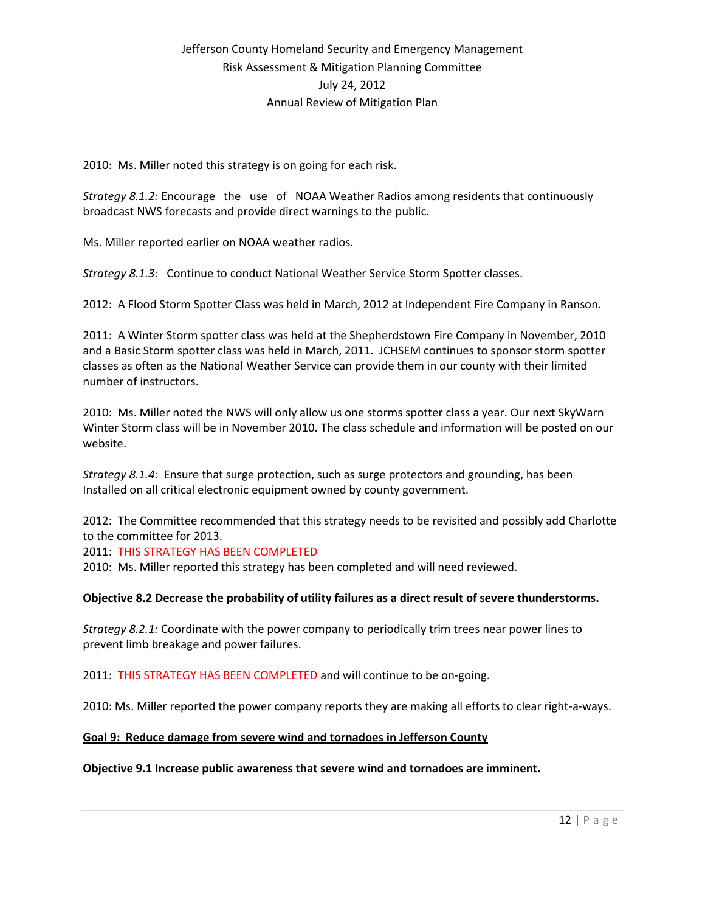2010: Ms. Miller noted this strategy is on going for each risk.

*Strategy 8.1.2:* Encourage the use of NOAA Weather Radios among residents that continuously broadcast NWS forecasts and provide direct warnings to the public.

Ms. Miller reported earlier on NOAA weather radios.

*Strategy 8.1.3:* Continue to conduct National Weather Service Storm Spotter classes.

2012: A Flood Storm Spotter Class was held in March, 2012 at Independent Fire Company in Ranson.

2011: A Winter Storm spotter class was held at the Shepherdstown Fire Company in November, 2010 and a Basic Storm spotter class was held in March, 2011. JCHSEM continues to sponsor storm spotter classes as often as the National Weather Service can provide them in our county with their limited number of instructors.

2010: Ms. Miller noted the NWS will only allow us one storms spotter class a year. Our next SkyWarn Winter Storm class will be in November 2010. The class schedule and information will be posted on our website.

*Strategy 8.1.4:* Ensure that surge protection, such as surge protectors and grounding, has been Installed on all critical electronic equipment owned by county government.

2012: The Committee recommended that this strategy needs to be revisited and possibly add Charlotte to the committee for 2013.
2011: THIS STRATEGY HAS BEEN COMPLETED
2010: Ms. Miller reported this strategy has been completed and will need reviewed.

**Objective 8.2 Decrease the probability of utility failures as a direct result of severe thunderstorms.**

*Strategy 8.2.1:* Coordinate with the power company to periodically trim trees near power lines to prevent limb breakage and power failures.

2011: THIS STRATEGY HAS BEEN COMPLETED and will continue to be on-going.

2010: Ms. Miller reported the power company reports they are making all efforts to clear right-a-ways.

**Goal 9: Reduce damage from severe wind and tornadoes in Jefferson County**

**Objective 9.1 Increase public awareness that severe wind and tornadoes are imminent.**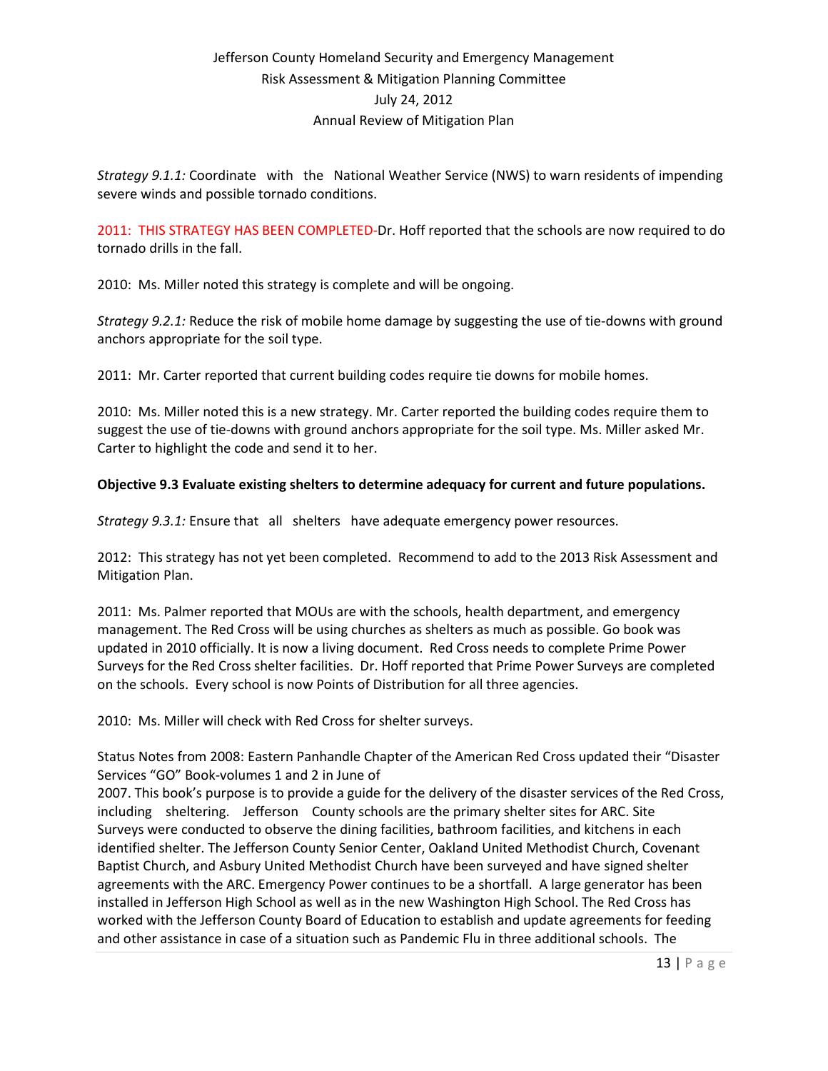*Strategy 9.1.1:* Coordinate with the National Weather Service (NWS) to warn residents of impending severe winds and possible tornado conditions.

2011: THIS STRATEGY HAS BEEN COMPLETED-Dr. Hoff reported that the schools are now required to do tornado drills in the fall.

2010: Ms. Miller noted this strategy is complete and will be ongoing.

*Strategy 9.2.1:* Reduce the risk of mobile home damage by suggesting the use of tie-downs with ground anchors appropriate for the soil type.

2011: Mr. Carter reported that current building codes require tie downs for mobile homes.

2010: Ms. Miller noted this is a new strategy. Mr. Carter reported the building codes require them to suggest the use of tie-downs with ground anchors appropriate for the soil type. Ms. Miller asked Mr. Carter to highlight the code and send it to her.

**Objective 9.3 Evaluate existing shelters to determine adequacy for current and future populations.**

*Strategy 9.3.1:* Ensure that all shelters have adequate emergency power resources.

2012: This strategy has not yet been completed. Recommend to add to the 2013 Risk Assessment and Mitigation Plan.

2011: Ms. Palmer reported that MOUs are with the schools, health department, and emergency management. The Red Cross will be using churches as shelters as much as possible. Go book was updated in 2010 officially. It is now a living document. Red Cross needs to complete Prime Power Surveys for the Red Cross shelter facilities. Dr. Hoff reported that Prime Power Surveys are completed on the schools. Every school is now Points of Distribution for all three agencies.

2010: Ms. Miller will check with Red Cross for shelter surveys.

Status Notes from 2008: Eastern Panhandle Chapter of the American Red Cross updated their "Disaster Services "GO" Book-volumes 1 and 2 in June of 2007. This book's purpose is to provide a guide for the delivery of the disaster services of the Red Cross, including sheltering. Jefferson County schools are the primary shelter sites for ARC. Site Surveys were conducted to observe the dining facilities, bathroom facilities, and kitchens in each identified shelter. The Jefferson County Senior Center, Oakland United Methodist Church, Covenant Baptist Church, and Asbury United Methodist Church have been surveyed and have signed shelter agreements with the ARC. Emergency Power continues to be a shortfall. A large generator has been installed in Jefferson High School as well as in the new Washington High School. The Red Cross has worked with the Jefferson County Board of Education to establish and update agreements for feeding and other assistance in case of a situation such as Pandemic Flu in three additional schools. The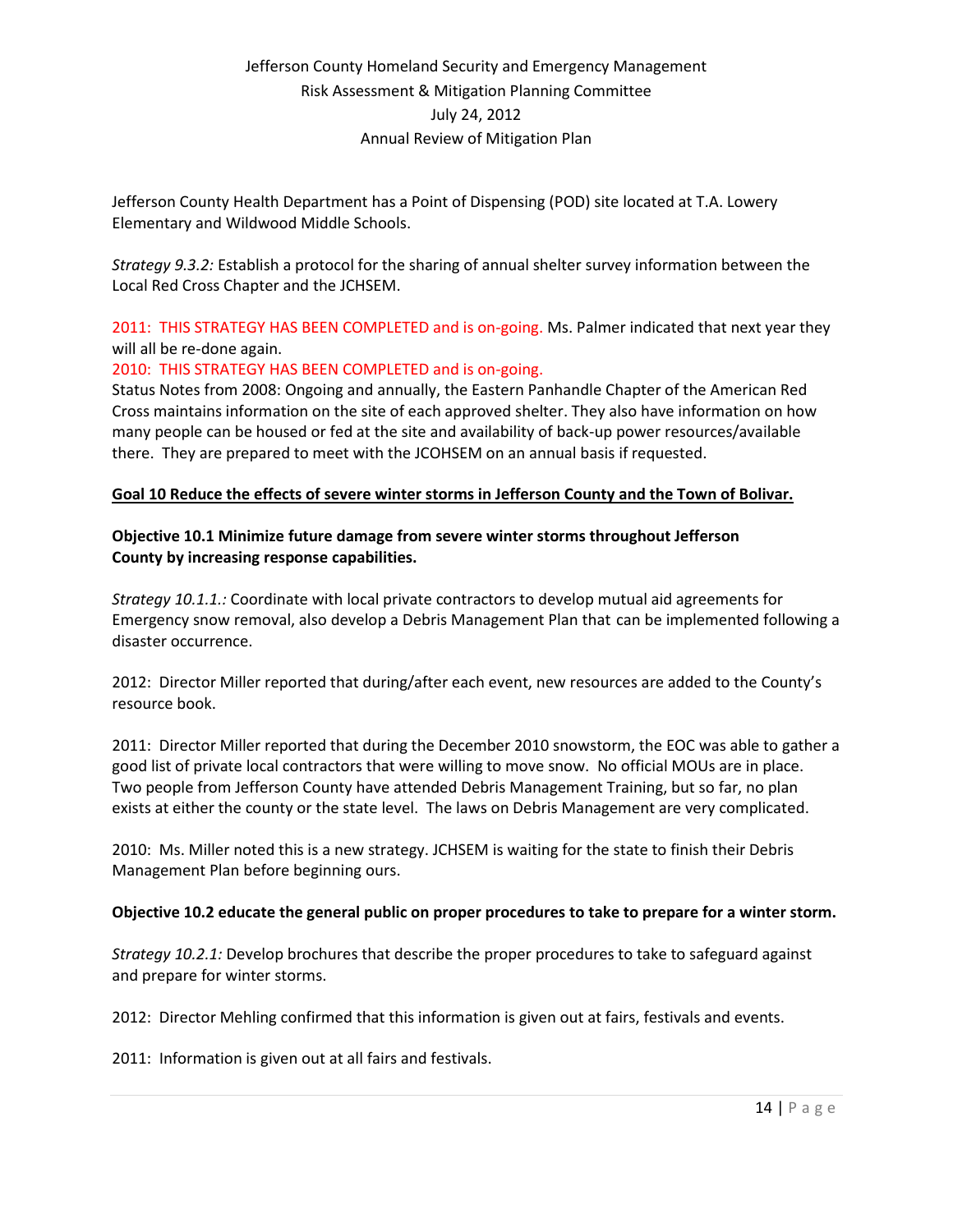Jefferson County Health Department has a Point of Dispensing (POD) site located at T.A. Lowery Elementary and Wildwood Middle Schools.

*Strategy 9.3.2:* Establish a protocol for the sharing of annual shelter survey information between the Local Red Cross Chapter and the JCHSEM.

2011: THIS STRATEGY HAS BEEN COMPLETED and is on-going. Ms. Palmer indicated that next year they will all be re-done again.

2010: THIS STRATEGY HAS BEEN COMPLETED and is on-going.

Status Notes from 2008: Ongoing and annually, the Eastern Panhandle Chapter of the American Red Cross maintains information on the site of each approved shelter. They also have information on how many people can be housed or fed at the site and availability of back-up power resources/available there. They are prepared to meet with the JCOHSEM on an annual basis if requested.

**Goal 10 Reduce the effects of severe winter storms in Jefferson County and the Town of Bolivar.**

**Objective 10.1 Minimize future damage from severe winter storms throughout Jefferson County by increasing response capabilities.**

*Strategy 10.1.1.:* Coordinate with local private contractors to develop mutual aid agreements for Emergency snow removal, also develop a Debris Management Plan that can be implemented following a disaster occurrence.

2012: Director Miller reported that during/after each event, new resources are added to the County's resource book.

2011: Director Miller reported that during the December 2010 snowstorm, the EOC was able to gather a good list of private local contractors that were willing to move snow. No official MOUs are in place. Two people from Jefferson County have attended Debris Management Training, but so far, no plan exists at either the county or the state level. The laws on Debris Management are very complicated.

2010: Ms. Miller noted this is a new strategy. JCHSEM is waiting for the state to finish their Debris Management Plan before beginning ours.

**Objective 10.2 educate the general public on proper procedures to take to prepare for a winter storm.**

*Strategy 10.2.1:* Develop brochures that describe the proper procedures to take to safeguard against and prepare for winter storms.

2012: Director Mehling confirmed that this information is given out at fairs, festivals and events.

2011: Information is given out at all fairs and festivals.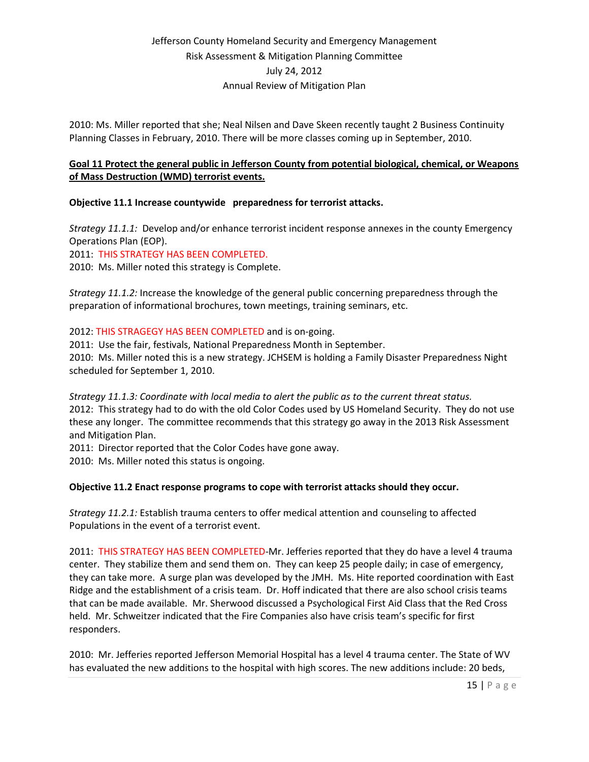2010: Ms. Miller reported that she; Neal Nilsen and Dave Skeen recently taught 2 Business Continuity Planning Classes in February, 2010. There will be more classes coming up in September, 2010.

**Goal 11 Protect the general public in Jefferson County from potential biological, chemical, or Weapons of Mass Destruction (WMD) terrorist events.**

**Objective 11.1 Increase countywide preparedness for terrorist attacks.**

*Strategy 11.1.1:* Develop and/or enhance terrorist incident response annexes in the county Emergency Operations Plan (EOP).

2011: THIS STRATEGY HAS BEEN COMPLETED.

2010: Ms. Miller noted this strategy is Complete.

*Strategy 11.1.2:* Increase the knowledge of the general public concerning preparedness through the preparation of informational brochures, town meetings, training seminars, etc.

2012: THIS STRAGEGY HAS BEEN COMPLETED and is on-going.

2011: Use the fair, festivals, National Preparedness Month in September.

2010: Ms. Miller noted this is a new strategy. JCHSEM is holding a Family Disaster Preparedness Night scheduled for September 1, 2010.

*Strategy 11.1.3: Coordinate with local media to alert the public as to the current threat status.*

2012: This strategy had to do with the old Color Codes used by US Homeland Security. They do not use these any longer. The committee recommends that this strategy go away in the 2013 Risk Assessment and Mitigation Plan.

2011: Director reported that the Color Codes have gone away.

2010: Ms. Miller noted this status is ongoing.

**Objective 11.2 Enact response programs to cope with terrorist attacks should they occur.**

*Strategy 11.2.1:* Establish trauma centers to offer medical attention and counseling to affected Populations in the event of a terrorist event.

2011: THIS STRATEGY HAS BEEN COMPLETED-Mr. Jefferies reported that they do have a level 4 trauma center. They stabilize them and send them on. They can keep 25 people daily; in case of emergency, they can take more. A surge plan was developed by the JMH. Ms. Hite reported coordination with East Ridge and the establishment of a crisis team. Dr. Hoff indicated that there are also school crisis teams that can be made available. Mr. Sherwood discussed a Psychological First Aid Class that the Red Cross held. Mr. Schweitzer indicated that the Fire Companies also have crisis team's specific for first responders.

2010: Mr. Jefferies reported Jefferson Memorial Hospital has a level 4 trauma center. The State of WV has evaluated the new additions to the hospital with high scores. The new additions include: 20 beds,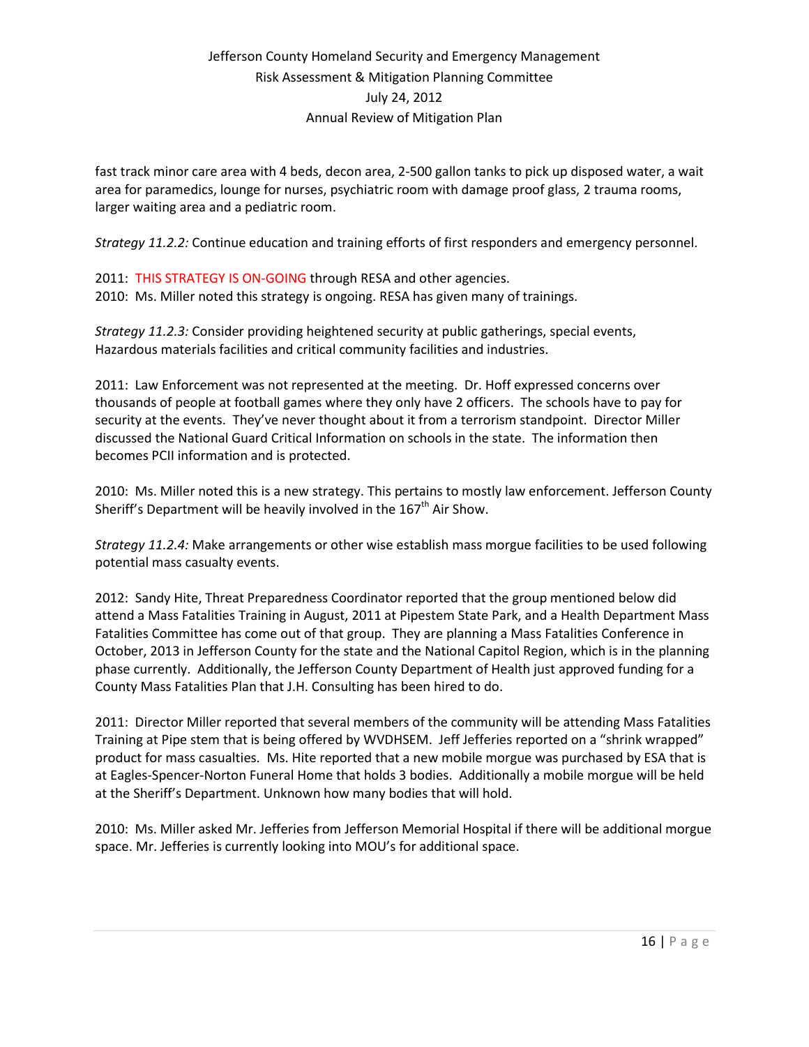fast track minor care area with 4 beds, decon area, 2-500 gallon tanks to pick up disposed water, a wait area for paramedics, lounge for nurses, psychiatric room with damage proof glass, 2 trauma rooms, larger waiting area and a pediatric room.

*Strategy 11.2.2:* Continue education and training efforts of first responders and emergency personnel.

2011: THIS STRATEGY IS ON-GOING through RESA and other agencies.
2010: Ms. Miller noted this strategy is ongoing. RESA has given many of trainings.

*Strategy 11.2.3:* Consider providing heightened security at public gatherings, special events, Hazardous materials facilities and critical community facilities and industries.

2011: Law Enforcement was not represented at the meeting. Dr. Hoff expressed concerns over thousands of people at football games where they only have 2 officers. The schools have to pay for security at the events. They've never thought about it from a terrorism standpoint. Director Miller discussed the National Guard Critical Information on schools in the state. The information then becomes PCII information and is protected.

2010: Ms. Miller noted this is a new strategy. This pertains to mostly law enforcement. Jefferson County Sheriff's Department will be heavily involved in the 167th Air Show.

*Strategy 11.2.4:* Make arrangements or other wise establish mass morgue facilities to be used following potential mass casualty events.

2012: Sandy Hite, Threat Preparedness Coordinator reported that the group mentioned below did attend a Mass Fatalities Training in August, 2011 at Pipestem State Park, and a Health Department Mass Fatalities Committee has come out of that group. They are planning a Mass Fatalities Conference in October, 2013 in Jefferson County for the state and the National Capitol Region, which is in the planning phase currently. Additionally, the Jefferson County Department of Health just approved funding for a County Mass Fatalities Plan that J.H. Consulting has been hired to do.

2011: Director Miller reported that several members of the community will be attending Mass Fatalities Training at Pipe stem that is being offered by WVDHSEM. Jeff Jefferies reported on a "shrink wrapped" product for mass casualties. Ms. Hite reported that a new mobile morgue was purchased by ESA that is at Eagles-Spencer-Norton Funeral Home that holds 3 bodies. Additionally a mobile morgue will be held at the Sheriff's Department. Unknown how many bodies that will hold.

2010: Ms. Miller asked Mr. Jefferies from Jefferson Memorial Hospital if there will be additional morgue space. Mr. Jefferies is currently looking into MOU's for additional space.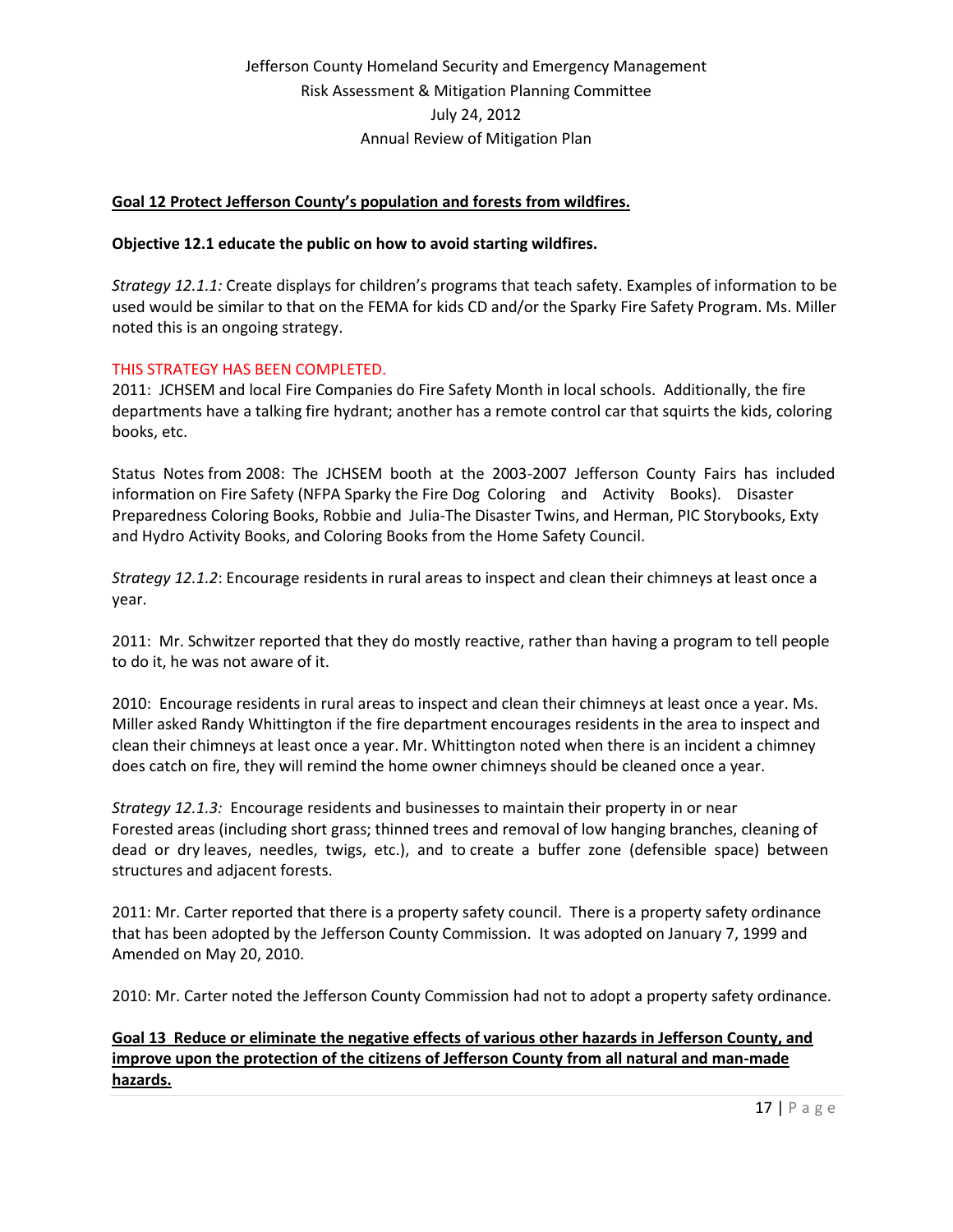**Goal 12 Protect Jefferson County's population and forests from wildfires.**

**Objective 12.1 educate the public on how to avoid starting wildfires.**

*Strategy 12.1.1:* Create displays for children's programs that teach safety. Examples of information to be used would be similar to that on the FEMA for kids CD and/or the Sparky Fire Safety Program. Ms. Miller noted this is an ongoing strategy.

THIS STRATEGY HAS BEEN COMPLETED.

2011: JCHSEM and local Fire Companies do Fire Safety Month in local schools. Additionally, the fire departments have a talking fire hydrant; another has a remote control car that squirts the kids, coloring books, etc.

Status Notes from 2008: The JCHSEM booth at the 2003-2007 Jefferson County Fairs has included information on Fire Safety (NFPA Sparky the Fire Dog Coloring and Activity Books). Disaster Preparedness Coloring Books, Robbie and Julia-The Disaster Twins, and Herman, PIC Storybooks, Exty and Hydro Activity Books, and Coloring Books from the Home Safety Council.

*Strategy 12.1.2*: Encourage residents in rural areas to inspect and clean their chimneys at least once a year.

2011: Mr. Schwitzer reported that they do mostly reactive, rather than having a program to tell people to do it, he was not aware of it.

2010: Encourage residents in rural areas to inspect and clean their chimneys at least once a year. Ms. Miller asked Randy Whittington if the fire department encourages residents in the area to inspect and clean their chimneys at least once a year. Mr. Whittington noted when there is an incident a chimney does catch on fire, they will remind the home owner chimneys should be cleaned once a year.

*Strategy 12.1.3:* Encourage residents and businesses to maintain their property in or near Forested areas (including short grass; thinned trees and removal of low hanging branches, cleaning of dead or dry leaves, needles, twigs, etc.), and to create a buffer zone (defensible space) between structures and adjacent forests.

2011: Mr. Carter reported that there is a property safety council. There is a property safety ordinance that has been adopted by the Jefferson County Commission. It was adopted on January 7, 1999 and Amended on May 20, 2010.

2010: Mr. Carter noted the Jefferson County Commission had not to adopt a property safety ordinance.

**Goal 13 Reduce or eliminate the negative effects of various other hazards in Jefferson County, and improve upon the protection of the citizens of Jefferson County from all natural and man-made hazards.**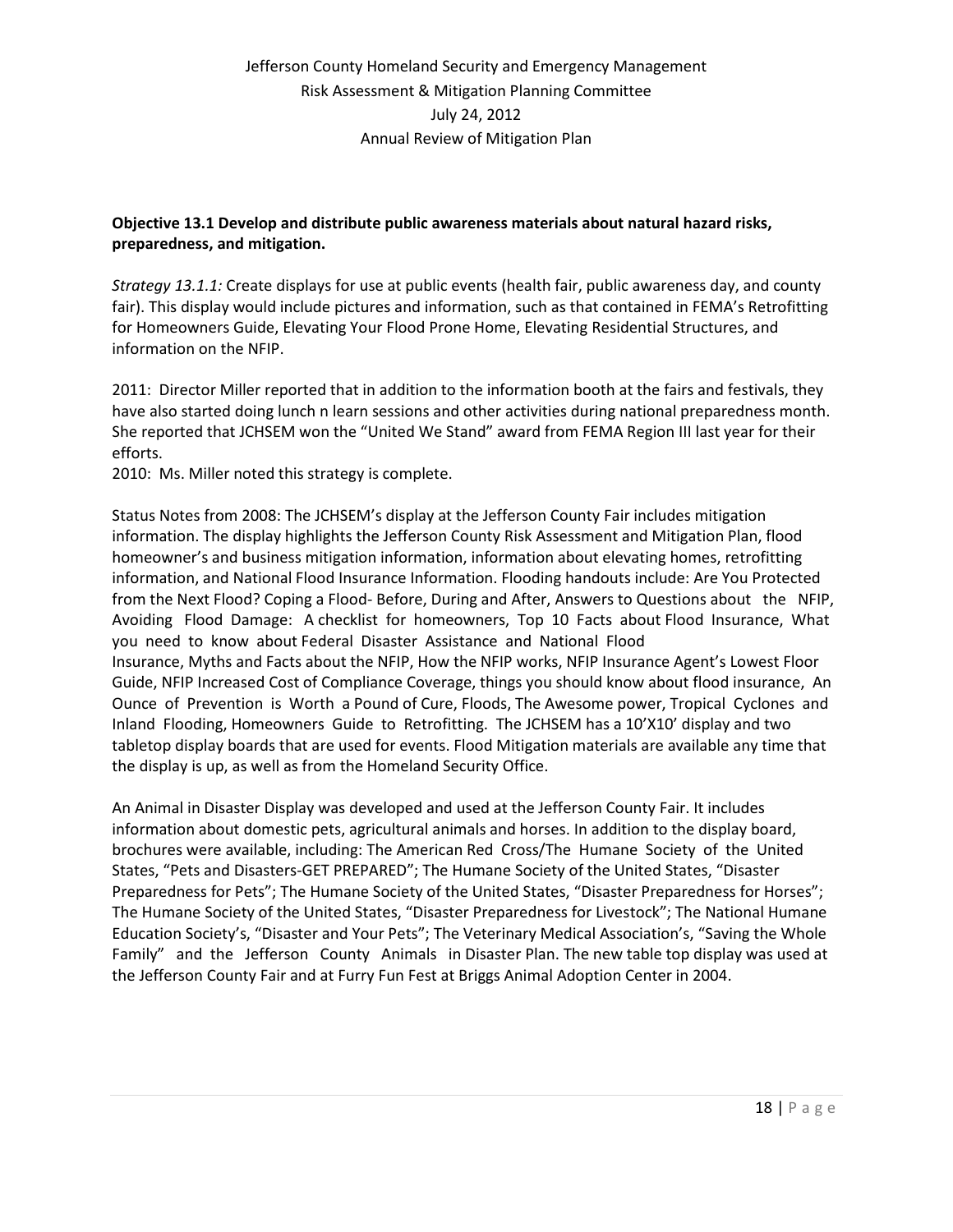**Objective 13.1 Develop and distribute public awareness materials about natural hazard risks, preparedness, and mitigation.**

*Strategy 13.1.1:* Create displays for use at public events (health fair, public awareness day, and county fair). This display would include pictures and information, such as that contained in FEMA's Retrofitting for Homeowners Guide, Elevating Your Flood Prone Home, Elevating Residential Structures, and information on the NFIP.

2011: Director Miller reported that in addition to the information booth at the fairs and festivals, they have also started doing lunch n learn sessions and other activities during national preparedness month. She reported that JCHSEM won the "United We Stand" award from FEMA Region III last year for their efforts.
2010: Ms. Miller noted this strategy is complete.

Status Notes from 2008: The JCHSEM's display at the Jefferson County Fair includes mitigation information. The display highlights the Jefferson County Risk Assessment and Mitigation Plan, flood homeowner's and business mitigation information, information about elevating homes, retrofitting information, and National Flood Insurance Information. Flooding handouts include: Are You Protected from the Next Flood? Coping a Flood- Before, During and After, Answers to Questions about the NFIP, Avoiding Flood Damage: A checklist for homeowners, Top 10 Facts about Flood Insurance, What you need to know about Federal Disaster Assistance and National Flood Insurance, Myths and Facts about the NFIP, How the NFIP works, NFIP Insurance Agent's Lowest Floor Guide, NFIP Increased Cost of Compliance Coverage, things you should know about flood insurance, An Ounce of Prevention is Worth a Pound of Cure, Floods, The Awesome power, Tropical Cyclones and Inland Flooding, Homeowners Guide to Retrofitting. The JCHSEM has a 10'X10' display and two tabletop display boards that are used for events. Flood Mitigation materials are available any time that the display is up, as well as from the Homeland Security Office.

An Animal in Disaster Display was developed and used at the Jefferson County Fair. It includes information about domestic pets, agricultural animals and horses. In addition to the display board, brochures were available, including: The American Red Cross/The Humane Society of the United States, "Pets and Disasters-GET PREPARED"; The Humane Society of the United States, "Disaster Preparedness for Pets"; The Humane Society of the United States, "Disaster Preparedness for Horses"; The Humane Society of the United States, "Disaster Preparedness for Livestock"; The National Humane Education Society's, "Disaster and Your Pets"; The Veterinary Medical Association's, "Saving the Whole Family" and the Jefferson County Animals in Disaster Plan. The new table top display was used at the Jefferson County Fair and at Furry Fun Fest at Briggs Animal Adoption Center in 2004.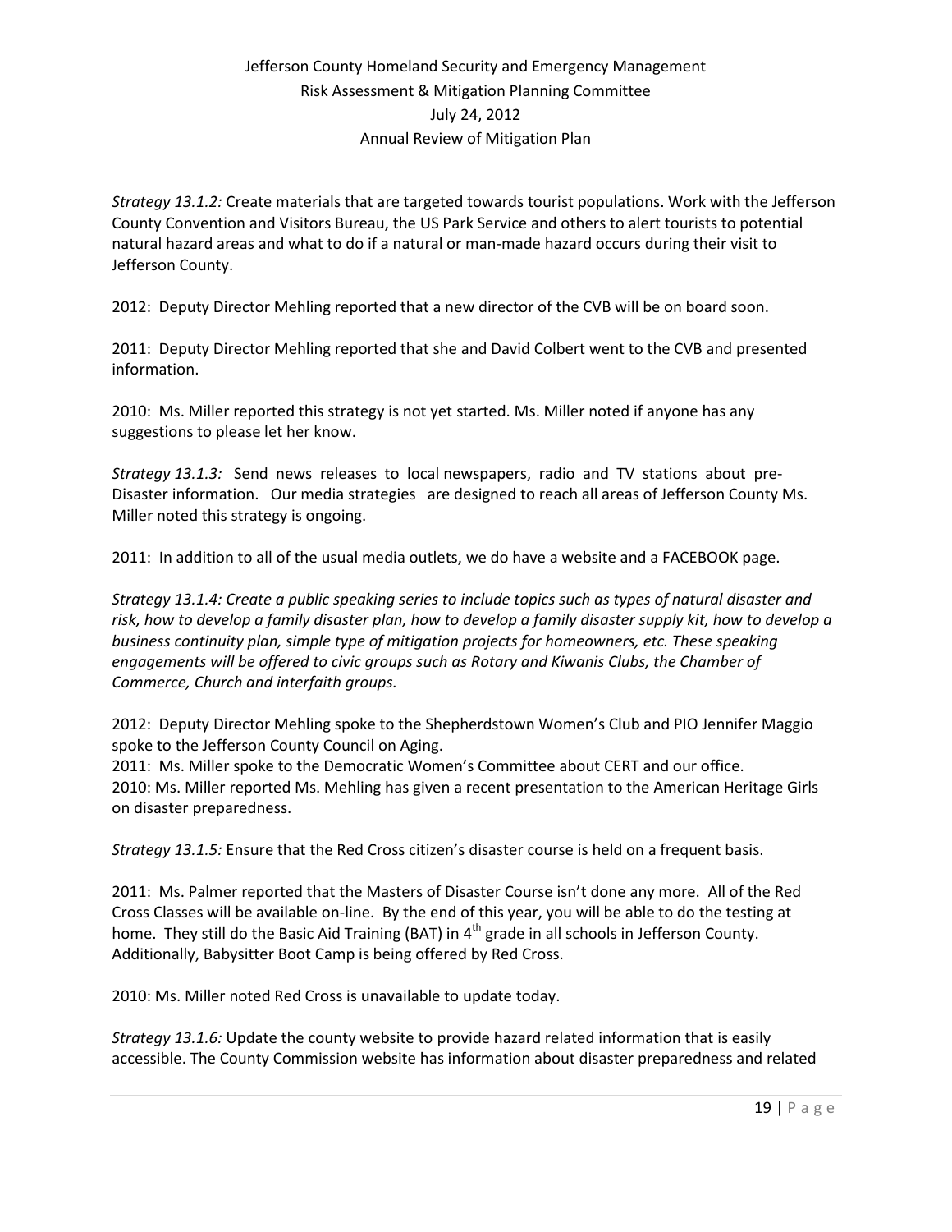*Strategy 13.1.2:* Create materials that are targeted towards tourist populations. Work with the Jefferson County Convention and Visitors Bureau, the US Park Service and others to alert tourists to potential natural hazard areas and what to do if a natural or man-made hazard occurs during their visit to Jefferson County.

2012: Deputy Director Mehling reported that a new director of the CVB will be on board soon.

2011: Deputy Director Mehling reported that she and David Colbert went to the CVB and presented information.

2010: Ms. Miller reported this strategy is not yet started. Ms. Miller noted if anyone has any suggestions to please let her know.

*Strategy 13.1.3:* Send news releases to local newspapers, radio and TV stations about pre-Disaster information. Our media strategies are designed to reach all areas of Jefferson County Ms. Miller noted this strategy is ongoing.

2011: In addition to all of the usual media outlets, we do have a website and a FACEBOOK page.

*Strategy 13.1.4: Create a public speaking series to include topics such as types of natural disaster and risk, how to develop a family disaster plan, how to develop a family disaster supply kit, how to develop a business continuity plan, simple type of mitigation projects for homeowners, etc. These speaking engagements will be offered to civic groups such as Rotary and Kiwanis Clubs, the Chamber of Commerce, Church and interfaith groups.*

2012: Deputy Director Mehling spoke to the Shepherdstown Women's Club and PIO Jennifer Maggio spoke to the Jefferson County Council on Aging.
2011: Ms. Miller spoke to the Democratic Women's Committee about CERT and our office.
2010: Ms. Miller reported Ms. Mehling has given a recent presentation to the American Heritage Girls on disaster preparedness.

*Strategy 13.1.5:* Ensure that the Red Cross citizen's disaster course is held on a frequent basis.

2011: Ms. Palmer reported that the Masters of Disaster Course isn't done any more. All of the Red Cross Classes will be available on-line. By the end of this year, you will be able to do the testing at home. They still do the Basic Aid Training (BAT) in 4th grade in all schools in Jefferson County. Additionally, Babysitter Boot Camp is being offered by Red Cross.

2010: Ms. Miller noted Red Cross is unavailable to update today.

*Strategy 13.1.6:* Update the county website to provide hazard related information that is easily accessible. The County Commission website has information about disaster preparedness and related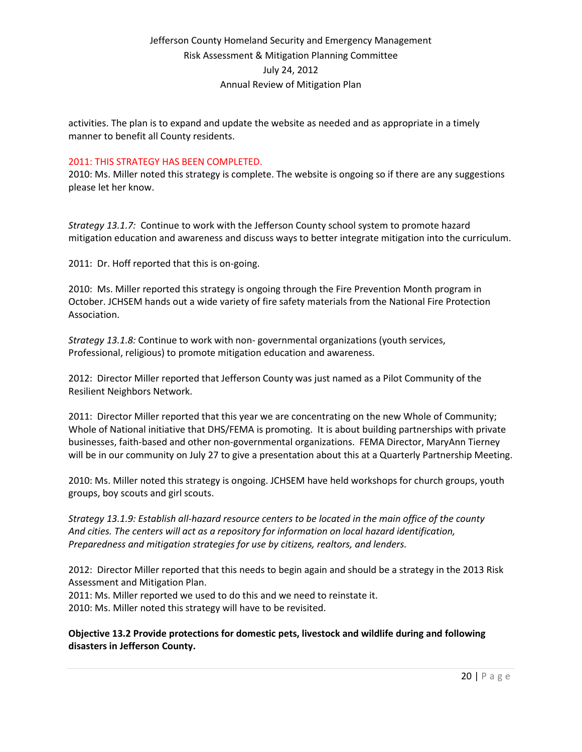activities. The plan is to expand and update the website as needed and as appropriate in a timely manner to benefit all County residents.

2011: THIS STRATEGY HAS BEEN COMPLETED.

2010: Ms. Miller noted this strategy is complete. The website is ongoing so if there are any suggestions please let her know.

*Strategy 13.1.7:* Continue to work with the Jefferson County school system to promote hazard mitigation education and awareness and discuss ways to better integrate mitigation into the curriculum.

2011: Dr. Hoff reported that this is on-going.

2010: Ms. Miller reported this strategy is ongoing through the Fire Prevention Month program in October. JCHSEM hands out a wide variety of fire safety materials from the National Fire Protection Association.

*Strategy 13.1.8:* Continue to work with non- governmental organizations (youth services, Professional, religious) to promote mitigation education and awareness.

2012: Director Miller reported that Jefferson County was just named as a Pilot Community of the Resilient Neighbors Network.

2011: Director Miller reported that this year we are concentrating on the new Whole of Community; Whole of National initiative that DHS/FEMA is promoting. It is about building partnerships with private businesses, faith-based and other non-governmental organizations. FEMA Director, MaryAnn Tierney will be in our community on July 27 to give a presentation about this at a Quarterly Partnership Meeting.

2010: Ms. Miller noted this strategy is ongoing. JCHSEM have held workshops for church groups, youth groups, boy scouts and girl scouts.

*Strategy 13.1.9: Establish all-hazard resource centers to be located in the main office of the county And cities. The centers will act as a repository for information on local hazard identification, Preparedness and mitigation strategies for use by citizens, realtors, and lenders.*

2012: Director Miller reported that this needs to begin again and should be a strategy in the 2013 Risk Assessment and Mitigation Plan.
2011: Ms. Miller reported we used to do this and we need to reinstate it.
2010: Ms. Miller noted this strategy will have to be revisited.

**Objective 13.2 Provide protections for domestic pets, livestock and wildlife during and following disasters in Jefferson County.**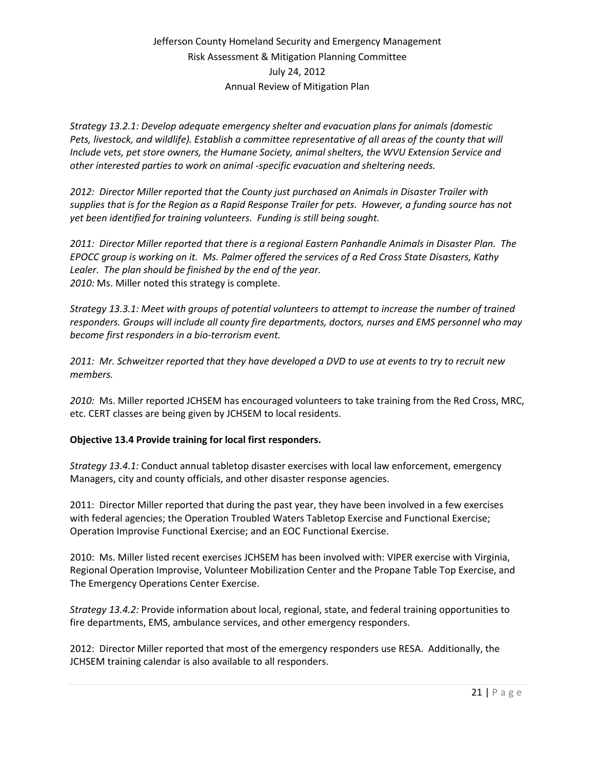*Strategy 13.2.1: Develop adequate emergency shelter and evacuation plans for animals (domestic Pets, livestock, and wildlife). Establish a committee representative of all areas of the county that will Include vets, pet store owners, the Humane Society, animal shelters, the WVU Extension Service and other interested parties to work on animal -specific evacuation and sheltering needs.*

*2012: Director Miller reported that the County just purchased an Animals in Disaster Trailer with supplies that is for the Region as a Rapid Response Trailer for pets. However, a funding source has not yet been identified for training volunteers. Funding is still being sought.*

*2011: Director Miller reported that there is a regional Eastern Panhandle Animals in Disaster Plan. The EPOCC group is working on it. Ms. Palmer offered the services of a Red Cross State Disasters, Kathy Lealer. The plan should be finished by the end of the year.*
*2010:* Ms. Miller noted this strategy is complete.

*Strategy 13.3.1: Meet with groups of potential volunteers to attempt to increase the number of trained responders. Groups will include all county fire departments, doctors, nurses and EMS personnel who may become first responders in a bio-terrorism event.*

*2011: Mr. Schweitzer reported that they have developed a DVD to use at events to try to recruit new members.*

*2010:* Ms. Miller reported JCHSEM has encouraged volunteers to take training from the Red Cross, MRC, etc. CERT classes are being given by JCHSEM to local residents.

**Objective 13.4 Provide training for local first responders.**

*Strategy 13.4.1:* Conduct annual tabletop disaster exercises with local law enforcement, emergency Managers, city and county officials, and other disaster response agencies.

2011: Director Miller reported that during the past year, they have been involved in a few exercises with federal agencies; the Operation Troubled Waters Tabletop Exercise and Functional Exercise; Operation Improvise Functional Exercise; and an EOC Functional Exercise.

2010: Ms. Miller listed recent exercises JCHSEM has been involved with: VIPER exercise with Virginia, Regional Operation Improvise, Volunteer Mobilization Center and the Propane Table Top Exercise, and The Emergency Operations Center Exercise.

*Strategy 13.4.2:* Provide information about local, regional, state, and federal training opportunities to fire departments, EMS, ambulance services, and other emergency responders.

2012: Director Miller reported that most of the emergency responders use RESA. Additionally, the JCHSEM training calendar is also available to all responders.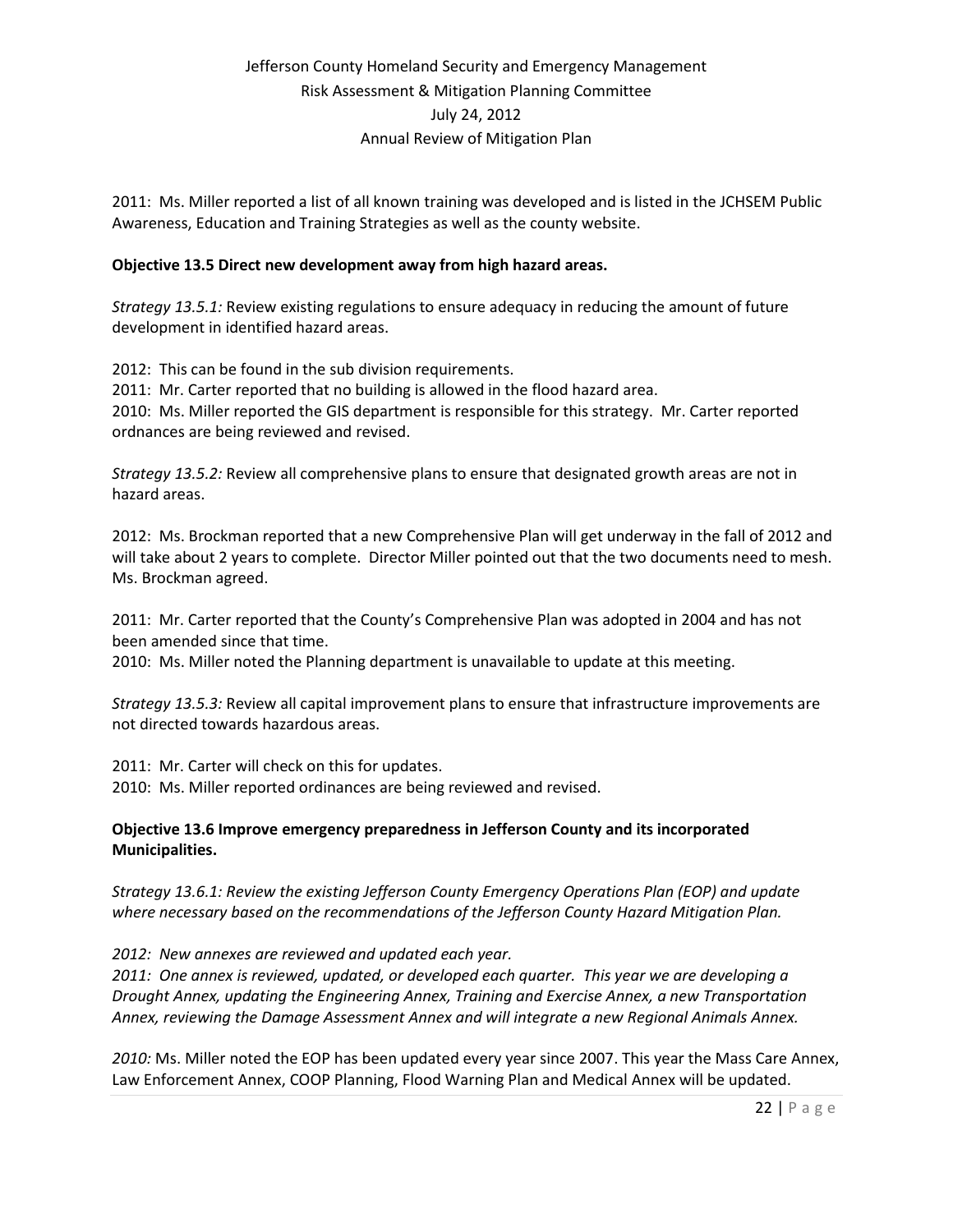2011: Ms. Miller reported a list of all known training was developed and is listed in the JCHSEM Public Awareness, Education and Training Strategies as well as the county website.

**Objective 13.5 Direct new development away from high hazard areas.**

*Strategy 13.5.1:* Review existing regulations to ensure adequacy in reducing the amount of future development in identified hazard areas.

2012: This can be found in the sub division requirements.
2011: Mr. Carter reported that no building is allowed in the flood hazard area.
2010: Ms. Miller reported the GIS department is responsible for this strategy. Mr. Carter reported ordnances are being reviewed and revised.

*Strategy 13.5.2:* Review all comprehensive plans to ensure that designated growth areas are not in hazard areas.

2012: Ms. Brockman reported that a new Comprehensive Plan will get underway in the fall of 2012 and will take about 2 years to complete. Director Miller pointed out that the two documents need to mesh. Ms. Brockman agreed.

2011: Mr. Carter reported that the County's Comprehensive Plan was adopted in 2004 and has not been amended since that time.
2010: Ms. Miller noted the Planning department is unavailable to update at this meeting.

*Strategy 13.5.3:* Review all capital improvement plans to ensure that infrastructure improvements are not directed towards hazardous areas.

2011: Mr. Carter will check on this for updates.
2010: Ms. Miller reported ordinances are being reviewed and revised.

**Objective 13.6 Improve emergency preparedness in Jefferson County and its incorporated Municipalities.**

*Strategy 13.6.1: Review the existing Jefferson County Emergency Operations Plan (EOP) and update where necessary based on the recommendations of the Jefferson County Hazard Mitigation Plan.*

*2012: New annexes are reviewed and updated each year.*
*2011: One annex is reviewed, updated, or developed each quarter. This year we are developing a Drought Annex, updating the Engineering Annex, Training and Exercise Annex, a new Transportation Annex, reviewing the Damage Assessment Annex and will integrate a new Regional Animals Annex.*

*2010:* Ms. Miller noted the EOP has been updated every year since 2007. This year the Mass Care Annex, Law Enforcement Annex, COOP Planning, Flood Warning Plan and Medical Annex will be updated.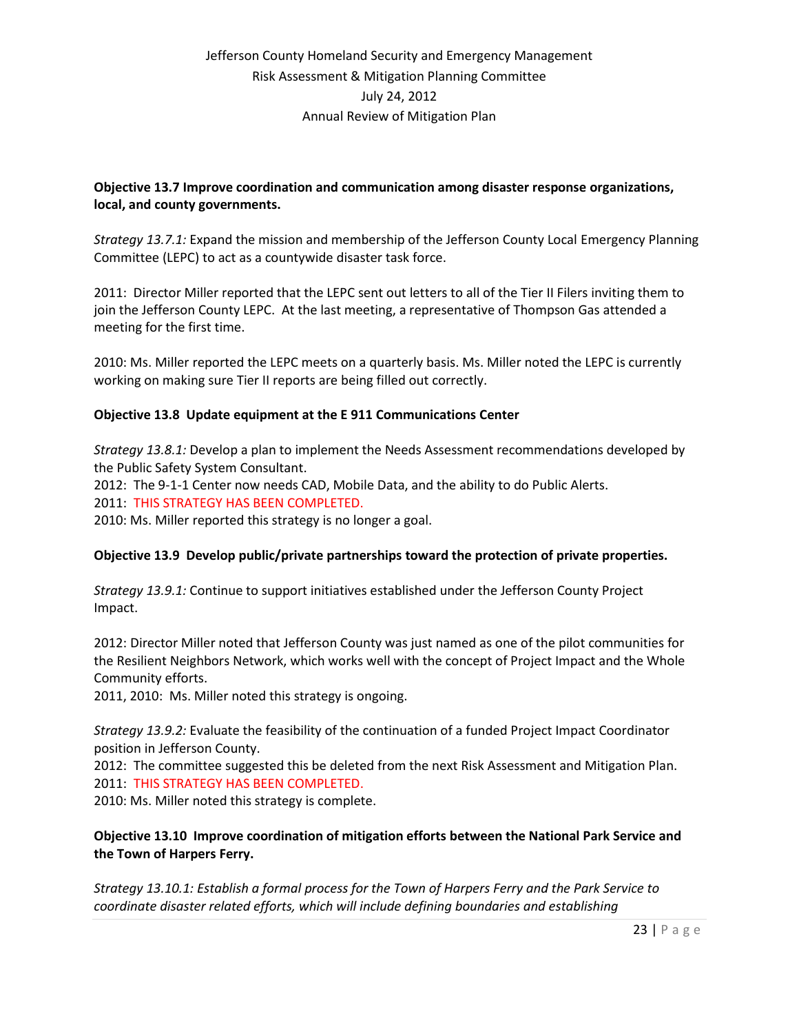**Objective 13.7 Improve coordination and communication among disaster response organizations, local, and county governments.**

*Strategy 13.7.1:* Expand the mission and membership of the Jefferson County Local Emergency Planning Committee (LEPC) to act as a countywide disaster task force.

2011: Director Miller reported that the LEPC sent out letters to all of the Tier II Filers inviting them to join the Jefferson County LEPC. At the last meeting, a representative of Thompson Gas attended a meeting for the first time.

2010: Ms. Miller reported the LEPC meets on a quarterly basis. Ms. Miller noted the LEPC is currently working on making sure Tier II reports are being filled out correctly.

**Objective 13.8 Update equipment at the E 911 Communications Center**

*Strategy 13.8.1:* Develop a plan to implement the Needs Assessment recommendations developed by the Public Safety System Consultant.
2012: The 9-1-1 Center now needs CAD, Mobile Data, and the ability to do Public Alerts.
2011: THIS STRATEGY HAS BEEN COMPLETED.
2010: Ms. Miller reported this strategy is no longer a goal.

**Objective 13.9 Develop public/private partnerships toward the protection of private properties.**

*Strategy 13.9.1:* Continue to support initiatives established under the Jefferson County Project Impact.

2012: Director Miller noted that Jefferson County was just named as one of the pilot communities for the Resilient Neighbors Network, which works well with the concept of Project Impact and the Whole Community efforts.
2011, 2010: Ms. Miller noted this strategy is ongoing.

*Strategy 13.9.2:* Evaluate the feasibility of the continuation of a funded Project Impact Coordinator position in Jefferson County.
2012: The committee suggested this be deleted from the next Risk Assessment and Mitigation Plan.
2011: THIS STRATEGY HAS BEEN COMPLETED.
2010: Ms. Miller noted this strategy is complete.

**Objective 13.10 Improve coordination of mitigation efforts between the National Park Service and the Town of Harpers Ferry.**

*Strategy 13.10.1: Establish a formal process for the Town of Harpers Ferry and the Park Service to coordinate disaster related efforts, which will include defining boundaries and establishing*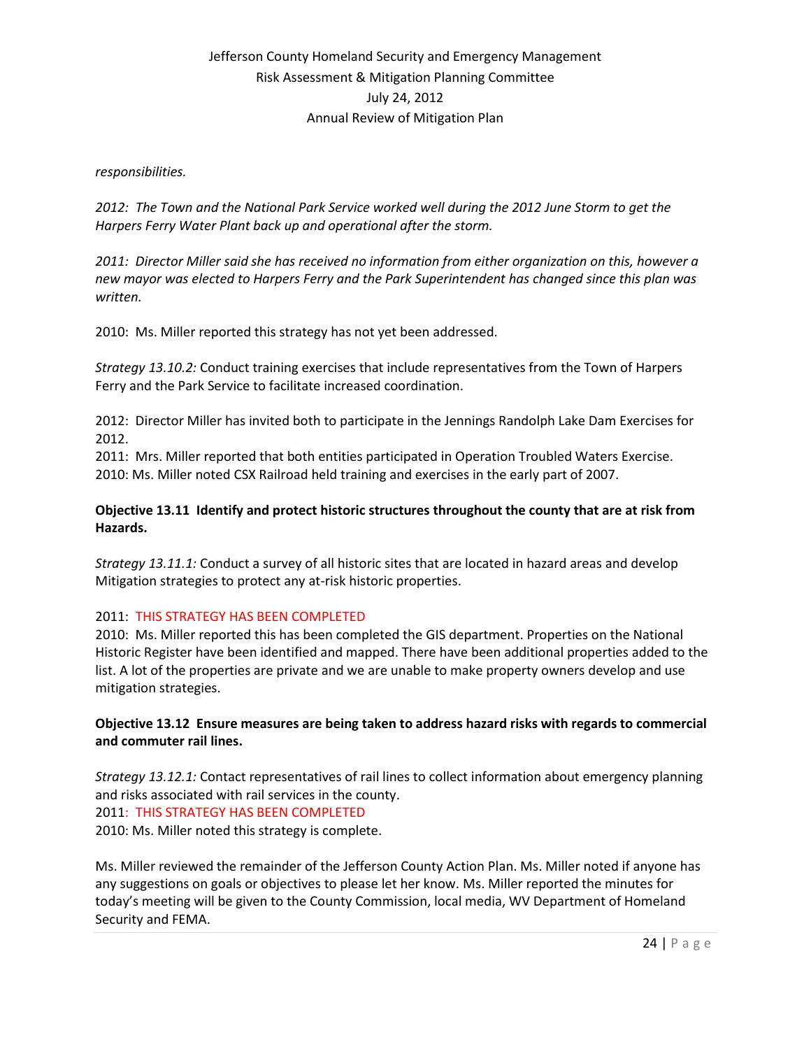*responsibilities.*

*2012: The Town and the National Park Service worked well during the 2012 June Storm to get the Harpers Ferry Water Plant back up and operational after the storm.*

*2011: Director Miller said she has received no information from either organization on this, however a new mayor was elected to Harpers Ferry and the Park Superintendent has changed since this plan was written.*

2010: Ms. Miller reported this strategy has not yet been addressed.

*Strategy 13.10.2:* Conduct training exercises that include representatives from the Town of Harpers Ferry and the Park Service to facilitate increased coordination.

2012: Director Miller has invited both to participate in the Jennings Randolph Lake Dam Exercises for 2012.
2011: Mrs. Miller reported that both entities participated in Operation Troubled Waters Exercise.
2010: Ms. Miller noted CSX Railroad held training and exercises in the early part of 2007.

**Objective 13.11 Identify and protect historic structures throughout the county that are at risk from Hazards.**

*Strategy 13.11.1:* Conduct a survey of all historic sites that are located in hazard areas and develop Mitigation strategies to protect any at-risk historic properties.

2011: THIS STRATEGY HAS BEEN COMPLETED
2010: Ms. Miller reported this has been completed the GIS department. Properties on the National Historic Register have been identified and mapped. There have been additional properties added to the list. A lot of the properties are private and we are unable to make property owners develop and use mitigation strategies.

**Objective 13.12 Ensure measures are being taken to address hazard risks with regards to commercial and commuter rail lines.**

*Strategy 13.12.1:* Contact representatives of rail lines to collect information about emergency planning and risks associated with rail services in the county.
2011: THIS STRATEGY HAS BEEN COMPLETED
2010: Ms. Miller noted this strategy is complete.

Ms. Miller reviewed the remainder of the Jefferson County Action Plan. Ms. Miller noted if anyone has any suggestions on goals or objectives to please let her know. Ms. Miller reported the minutes for today's meeting will be given to the County Commission, local media, WV Department of Homeland Security and FEMA.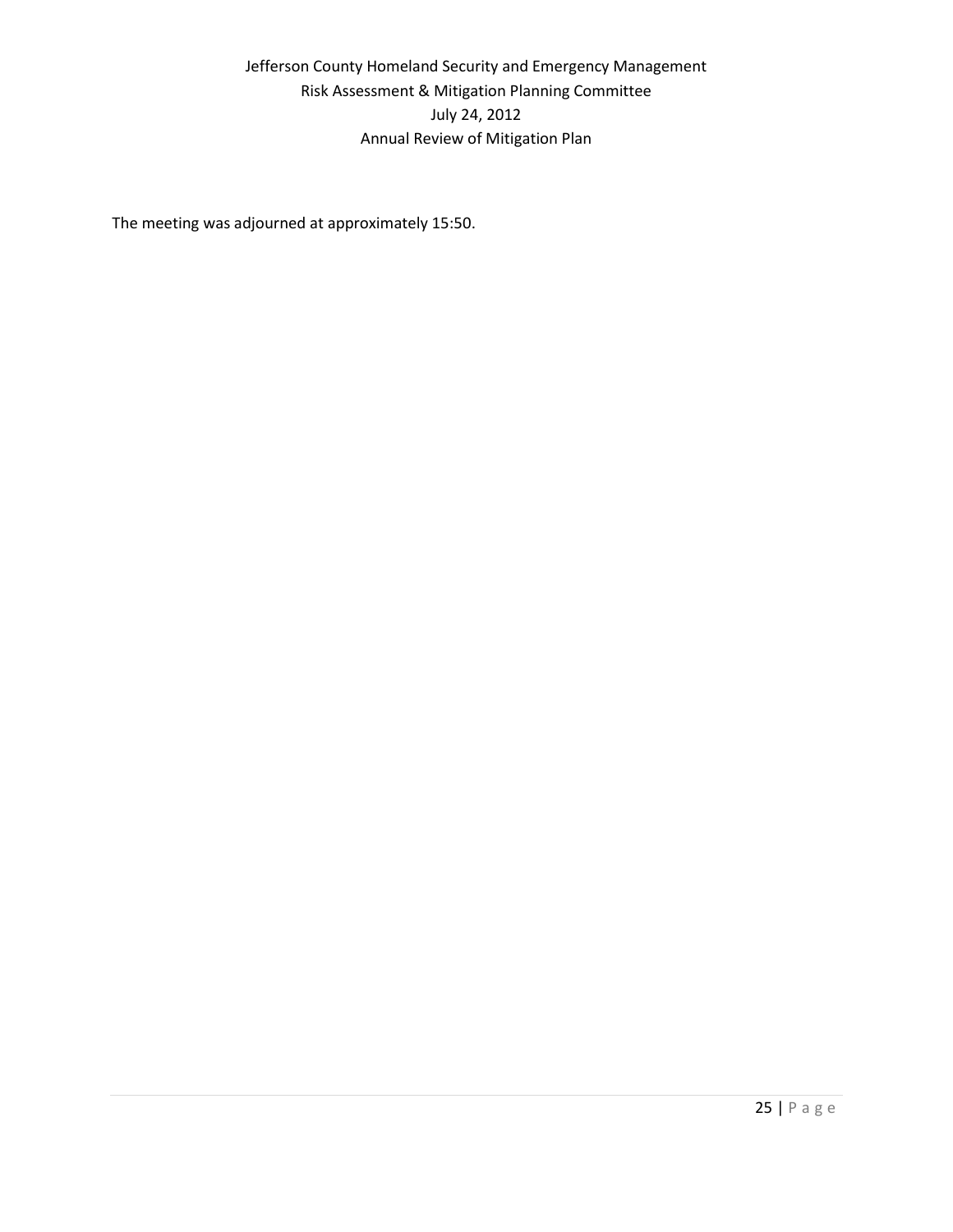The meeting was adjourned at approximately 15:50.